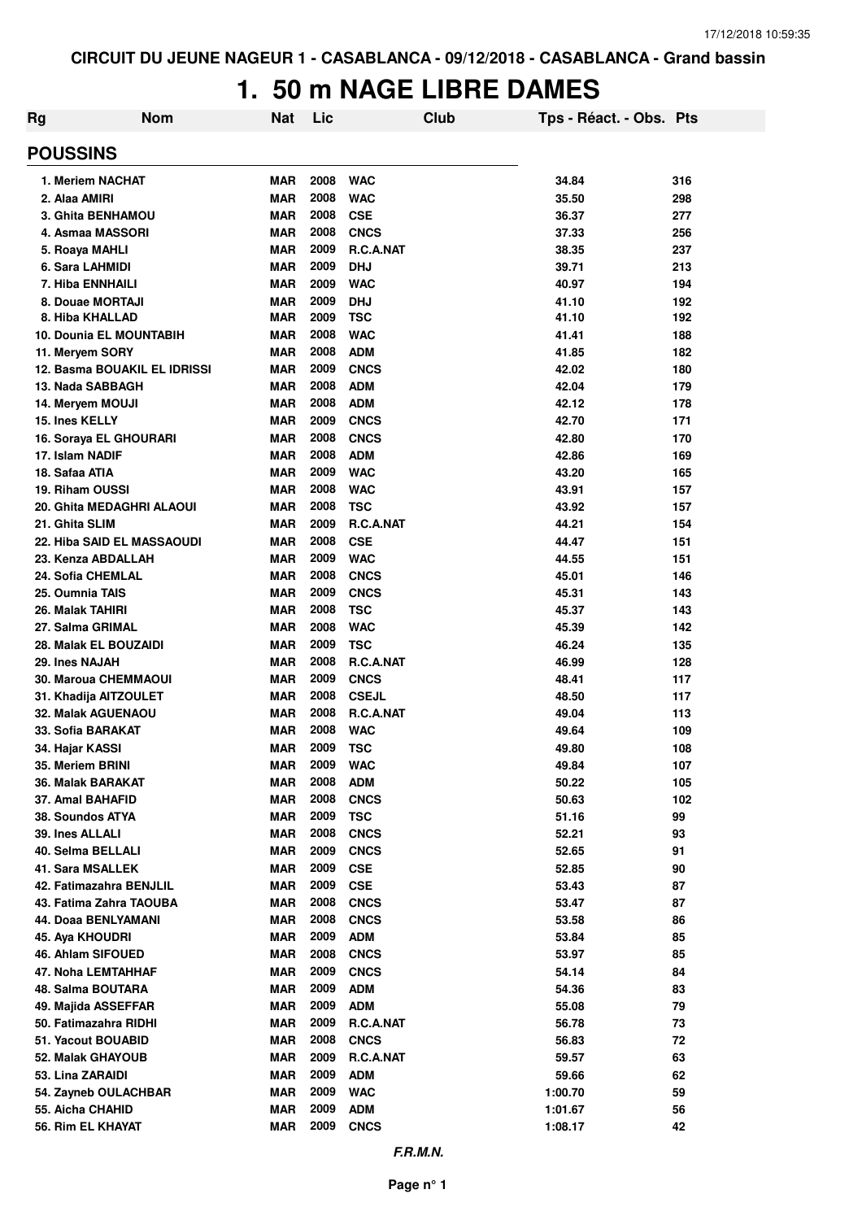CIRCUIT DU JEUNE NAGEUR 1 - CASABLANCA - 09/12/2018 - CASABLANCA - Grand bassin

# 1. 50 m NAGE LIBRE DAMES

## POUSSINS

| Rg | Nom | Nat | Lic | Club | Tps - Réact. - Obs. | Pts |
|---|---|---|---|---|---|---|
| 1. | Meriem NACHAT | MAR | 2008 | WAC | 34.84 | 316 |
| 2. | Alaa AMIRI | MAR | 2008 | WAC | 35.50 | 298 |
| 3. | Ghita BENHAMOU | MAR | 2008 | CSE | 36.37 | 277 |
| 4. | Asmaa MASSORI | MAR | 2008 | CNCS | 37.33 | 256 |
| 5. | Roaya MAHLI | MAR | 2009 | R.C.A.NAT | 38.35 | 237 |
| 6. | Sara LAHMIDI | MAR | 2009 | DHJ | 39.71 | 213 |
| 7. | Hiba ENNHAILI | MAR | 2009 | WAC | 40.97 | 194 |
| 8. | Douae MORTAJI | MAR | 2009 | DHJ | 41.10 | 192 |
| 8. | Hiba KHALLAD | MAR | 2009 | TSC | 41.10 | 192 |
| 10. | Dounia EL MOUNTABIH | MAR | 2008 | WAC | 41.41 | 188 |
| 11. | Meryem SORY | MAR | 2008 | ADM | 41.85 | 182 |
| 12. | Basma BOUAKIL EL IDRISSI | MAR | 2009 | CNCS | 42.02 | 180 |
| 13. | Nada SABBAGH | MAR | 2008 | ADM | 42.04 | 179 |
| 14. | Meryem MOUJI | MAR | 2008 | ADM | 42.12 | 178 |
| 15. | Ines KELLY | MAR | 2009 | CNCS | 42.70 | 171 |
| 16. | Soraya EL GHOURARI | MAR | 2008 | CNCS | 42.80 | 170 |
| 17. | Islam NADIF | MAR | 2008 | ADM | 42.86 | 169 |
| 18. | Safaa ATIA | MAR | 2009 | WAC | 43.20 | 165 |
| 19. | Riham OUSSI | MAR | 2008 | WAC | 43.91 | 157 |
| 20. | Ghita MEDAGHRI ALAOUI | MAR | 2008 | TSC | 43.92 | 157 |
| 21. | Ghita SLIM | MAR | 2009 | R.C.A.NAT | 44.21 | 154 |
| 22. | Hiba SAID EL MASSAOUDI | MAR | 2008 | CSE | 44.47 | 151 |
| 23. | Kenza ABDALLAH | MAR | 2009 | WAC | 44.55 | 151 |
| 24. | Sofia CHEMLAL | MAR | 2008 | CNCS | 45.01 | 146 |
| 25. | Oumnia TAIS | MAR | 2009 | CNCS | 45.31 | 143 |
| 26. | Malak TAHIRI | MAR | 2008 | TSC | 45.37 | 143 |
| 27. | Salma GRIMAL | MAR | 2008 | WAC | 45.39 | 142 |
| 28. | Malak EL BOUZAIDI | MAR | 2009 | TSC | 46.24 | 135 |
| 29. | Ines NAJAH | MAR | 2008 | R.C.A.NAT | 46.99 | 128 |
| 30. | Maroua CHEMMAOUI | MAR | 2009 | CNCS | 48.41 | 117 |
| 31. | Khadija AITZOULET | MAR | 2008 | CSEJL | 48.50 | 117 |
| 32. | Malak AGUENAOU | MAR | 2008 | R.C.A.NAT | 49.04 | 113 |
| 33. | Sofia BARAKAT | MAR | 2008 | WAC | 49.64 | 109 |
| 34. | Hajar KASSI | MAR | 2009 | TSC | 49.80 | 108 |
| 35. | Meriem BRINI | MAR | 2009 | WAC | 49.84 | 107 |
| 36. | Malak BARAKAT | MAR | 2008 | ADM | 50.22 | 105 |
| 37. | Amal BAHAFID | MAR | 2008 | CNCS | 50.63 | 102 |
| 38. | Soundos ATYA | MAR | 2009 | TSC | 51.16 | 99 |
| 39. | Ines ALLALI | MAR | 2008 | CNCS | 52.21 | 93 |
| 40. | Selma BELLALI | MAR | 2009 | CNCS | 52.65 | 91 |
| 41. | Sara MSALLEK | MAR | 2009 | CSE | 52.85 | 90 |
| 42. | Fatimazahra BENJLIL | MAR | 2009 | CSE | 53.43 | 87 |
| 43. | Fatima Zahra TAOUBA | MAR | 2008 | CNCS | 53.47 | 87 |
| 44. | Doaa BENLYAMANI | MAR | 2008 | CNCS | 53.58 | 86 |
| 45. | Aya KHOUDRI | MAR | 2009 | ADM | 53.84 | 85 |
| 46. | Ahlam SIFOUED | MAR | 2008 | CNCS | 53.97 | 85 |
| 47. | Noha LEMTAHHAF | MAR | 2009 | CNCS | 54.14 | 84 |
| 48. | Salma BOUTARA | MAR | 2009 | ADM | 54.36 | 83 |
| 49. | Majida ASSEFFAR | MAR | 2009 | ADM | 55.08 | 79 |
| 50. | Fatimazahra RIDHI | MAR | 2009 | R.C.A.NAT | 56.78 | 73 |
| 51. | Yacout BOUABID | MAR | 2008 | CNCS | 56.83 | 72 |
| 52. | Malak GHAYOUB | MAR | 2009 | R.C.A.NAT | 59.57 | 63 |
| 53. | Lina ZARAIDI | MAR | 2009 | ADM | 59.66 | 62 |
| 54. | Zayneb OULACHBAR | MAR | 2009 | WAC | 1:00.70 | 59 |
| 55. | Aicha CHAHID | MAR | 2009 | ADM | 1:01.67 | 56 |
| 56. | Rim EL KHAYAT | MAR | 2009 | CNCS | 1:08.17 | 42 |

*F.R.M.N.*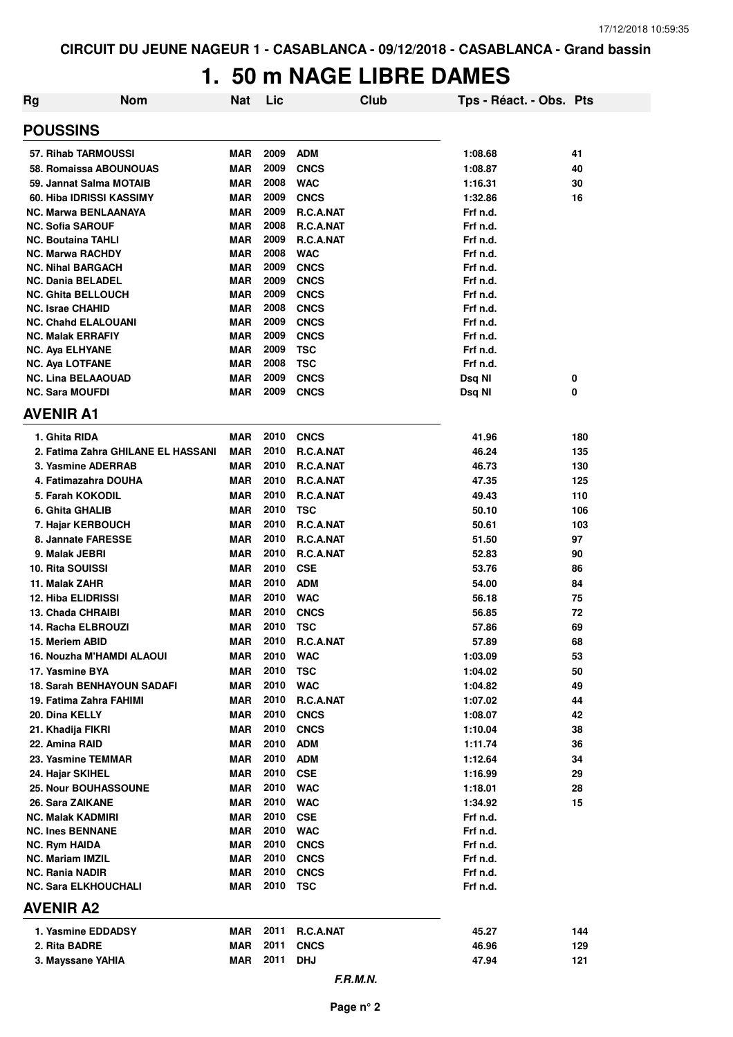CIRCUIT DU JEUNE NAGEUR 1 - CASABLANCA - 09/12/2018 - CASABLANCA - Grand bassin

# 1. 50 m NAGE LIBRE DAMES

| Rg | Nom | Nat | Lic | Club | Tps - Réact. - Obs. | Pts |
|---|---|---|---|---|---|---|
| **POUSSINS** | | | | | | |
| 57. | Rihab TARMOUSSI | MAR | 2009 | ADM | 1:08.68 | 41 |
| 58. | Romaissa ABOUNOUAS | MAR | 2009 | CNCS | 1:08.87 | 40 |
| 59. | Jannat Salma MOTAIB | MAR | 2008 | WAC | 1:16.31 | 30 |
| 60. | Hiba IDRISSI KASSIMY | MAR | 2009 | CNCS | 1:32.86 | 16 |
| NC. | Marwa BENLAANAYA | MAR | 2009 | R.C.A.NAT | Frf n.d. | |
| NC. | Sofia SAROUF | MAR | 2008 | R.C.A.NAT | Frf n.d. | |
| NC. | Boutaina TAHLI | MAR | 2009 | R.C.A.NAT | Frf n.d. | |
| NC. | Marwa RACHDY | MAR | 2008 | WAC | Frf n.d. | |
| NC. | Nihal BARGACH | MAR | 2009 | CNCS | Frf n.d. | |
| NC. | Dania BELADEL | MAR | 2009 | CNCS | Frf n.d. | |
| NC. | Ghita BELLOUCH | MAR | 2009 | CNCS | Frf n.d. | |
| NC. | Israe CHAHID | MAR | 2008 | CNCS | Frf n.d. | |
| NC. | Chahd ELALOUANI | MAR | 2009 | CNCS | Frf n.d. | |
| NC. | Malak ERRAFIY | MAR | 2009 | CNCS | Frf n.d. | |
| NC. | Aya ELHYANE | MAR | 2009 | TSC | Frf n.d. | |
| NC. | Aya LOTFANE | MAR | 2008 | TSC | Frf n.d. | |
| NC. | Lina BELAAOUAD | MAR | 2009 | CNCS | Dsq NI | 0 |
| NC. | Sara MOUFDI | MAR | 2009 | CNCS | Dsq NI | 0 |
| **AVENIR A1** | | | | | | |
| 1. | Ghita RIDA | MAR | 2010 | CNCS | 41.96 | 180 |
| 2. | Fatima Zahra GHILANE EL HASSANI | MAR | 2010 | R.C.A.NAT | 46.24 | 135 |
| 3. | Yasmine ADERRAB | MAR | 2010 | R.C.A.NAT | 46.73 | 130 |
| 4. | Fatimazahra DOUHA | MAR | 2010 | R.C.A.NAT | 47.35 | 125 |
| 5. | Farah KOKODIL | MAR | 2010 | R.C.A.NAT | 49.43 | 110 |
| 6. | Ghita GHALIB | MAR | 2010 | TSC | 50.10 | 106 |
| 7. | Hajar KERBOUCH | MAR | 2010 | R.C.A.NAT | 50.61 | 103 |
| 8. | Jannate FARESSE | MAR | 2010 | R.C.A.NAT | 51.50 | 97 |
| 9. | Malak JEBRI | MAR | 2010 | R.C.A.NAT | 52.83 | 90 |
| 10. | Rita SOUISSI | MAR | 2010 | CSE | 53.76 | 86 |
| 11. | Malak ZAHR | MAR | 2010 | ADM | 54.00 | 84 |
| 12. | Hiba ELIDRISSI | MAR | 2010 | WAC | 56.18 | 75 |
| 13. | Chada CHRAIBI | MAR | 2010 | CNCS | 56.85 | 72 |
| 14. | Racha ELBROUZI | MAR | 2010 | TSC | 57.86 | 69 |
| 15. | Meriem ABID | MAR | 2010 | R.C.A.NAT | 57.89 | 68 |
| 16. | Nouzha M'HAMDI ALAOUI | MAR | 2010 | WAC | 1:03.09 | 53 |
| 17. | Yasmine BYA | MAR | 2010 | TSC | 1:04.02 | 50 |
| 18. | Sarah BENHAYOUN SADAFI | MAR | 2010 | WAC | 1:04.82 | 49 |
| 19. | Fatima Zahra FAHIMI | MAR | 2010 | R.C.A.NAT | 1:07.02 | 44 |
| 20. | Dina KELLY | MAR | 2010 | CNCS | 1:08.07 | 42 |
| 21. | Khadija FIKRI | MAR | 2010 | CNCS | 1:10.04 | 38 |
| 22. | Amina RAID | MAR | 2010 | ADM | 1:11.74 | 36 |
| 23. | Yasmine TEMMAR | MAR | 2010 | ADM | 1:12.64 | 34 |
| 24. | Hajar SKIHEL | MAR | 2010 | CSE | 1:16.99 | 29 |
| 25. | Nour BOUHASSOUNE | MAR | 2010 | WAC | 1:18.01 | 28 |
| 26. | Sara ZAIKANE | MAR | 2010 | WAC | 1:34.92 | 15 |
| NC. | Malak KADMIRI | MAR | 2010 | CSE | Frf n.d. | |
| NC. | Ines BENNANE | MAR | 2010 | WAC | Frf n.d. | |
| NC. | Rym HAIDA | MAR | 2010 | CNCS | Frf n.d. | |
| NC. | Mariam IMZIL | MAR | 2010 | CNCS | Frf n.d. | |
| NC. | Rania NADIR | MAR | 2010 | CNCS | Frf n.d. | |
| NC. | Sara ELKHOUCHALI | MAR | 2010 | TSC | Frf n.d. | |
| **AVENIR A2** | | | | | | |
| 1. | Yasmine EDDADSY | MAR | 2011 | R.C.A.NAT | 45.27 | 144 |
| 2. | Rita BADRE | MAR | 2011 | CNCS | 46.96 | 129 |
| 3. | Mayssane YAHIA | MAR | 2011 | DHJ | 47.94 | 121 |

*F.R.M.N.*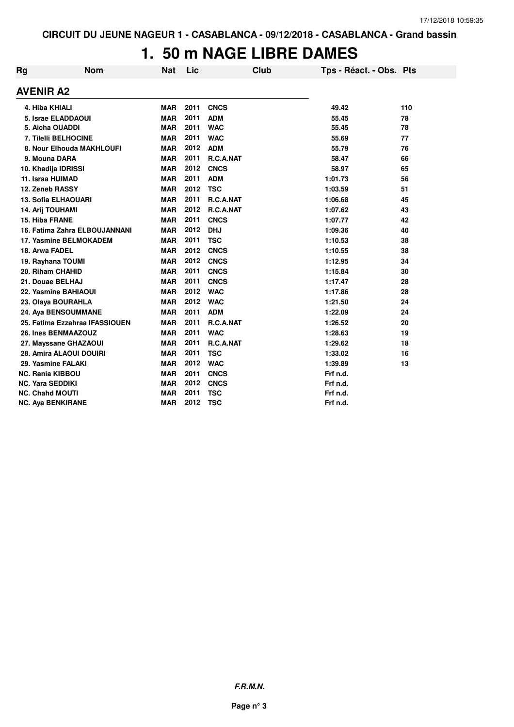# 1. 50 m NAGE LIBRE DAMES

## AVENIR A2

| Rg | Nom | Nat | Lic | Club | Tps - Réact. - Obs. | Pts |
|---|---|---|---|---|---|---|
| 4. | Hiba KHIALI | MAR | 2011 | CNCS | 49.42 | 110 |
| 5. | Israe ELADDAOUI | MAR | 2011 | ADM | 55.45 | 78 |
| 5. | Aicha OUADDI | MAR | 2011 | WAC | 55.45 | 78 |
| 7. | Tilelli BELHOCINE | MAR | 2011 | WAC | 55.69 | 77 |
| 8. | Nour Elhouda MAKHLOUFI | MAR | 2012 | ADM | 55.79 | 76 |
| 9. | Mouna DARA | MAR | 2011 | R.C.A.NAT | 58.47 | 66 |
| 10. | Khadija IDRISSI | MAR | 2012 | CNCS | 58.97 | 65 |
| 11. | Israa HUIMAD | MAR | 2011 | ADM | 1:01.73 | 56 |
| 12. | Zeneb RASSY | MAR | 2012 | TSC | 1:03.59 | 51 |
| 13. | Sofia ELHAOUARI | MAR | 2011 | R.C.A.NAT | 1:06.68 | 45 |
| 14. | Arij TOUHAMI | MAR | 2012 | R.C.A.NAT | 1:07.62 | 43 |
| 15. | Hiba FRANE | MAR | 2011 | CNCS | 1:07.77 | 42 |
| 16. | Fatima Zahra ELBOUJANNANI | MAR | 2012 | DHJ | 1:09.36 | 40 |
| 17. | Yasmine BELMOKADEM | MAR | 2011 | TSC | 1:10.53 | 38 |
| 18. | Arwa FADEL | MAR | 2012 | CNCS | 1:10.55 | 38 |
| 19. | Rayhana TOUMI | MAR | 2012 | CNCS | 1:12.95 | 34 |
| 20. | Riham CHAHID | MAR | 2011 | CNCS | 1:15.84 | 30 |
| 21. | Douae BELHAJ | MAR | 2011 | CNCS | 1:17.47 | 28 |
| 22. | Yasmine BAHIAOUI | MAR | 2012 | WAC | 1:17.86 | 28 |
| 23. | Olaya BOURAHLA | MAR | 2012 | WAC | 1:21.50 | 24 |
| 24. | Aya BENSOUMMANE | MAR | 2011 | ADM | 1:22.09 | 24 |
| 25. | Fatima Ezzahraa IFASSIOUEN | MAR | 2011 | R.C.A.NAT | 1:26.52 | 20 |
| 26. | Ines BENMAAZOUZ | MAR | 2011 | WAC | 1:28.63 | 19 |
| 27. | Mayssane GHAZAOUI | MAR | 2011 | R.C.A.NAT | 1:29.62 | 18 |
| 28. | Amira ALAOUI DOUIRI | MAR | 2011 | TSC | 1:33.02 | 16 |
| 29. | Yasmine FALAKI | MAR | 2012 | WAC | 1:39.89 | 13 |
| NC. | Rania KIBBOU | MAR | 2011 | CNCS | Frf n.d. | |
| NC. | Yara SEDDIKI | MAR | 2012 | CNCS | Frf n.d. | |
| NC. | Chahd MOUTI | MAR | 2011 | TSC | Frf n.d. | |
| NC. | Aya BENKIRANE | MAR | 2012 | TSC | Frf n.d. | |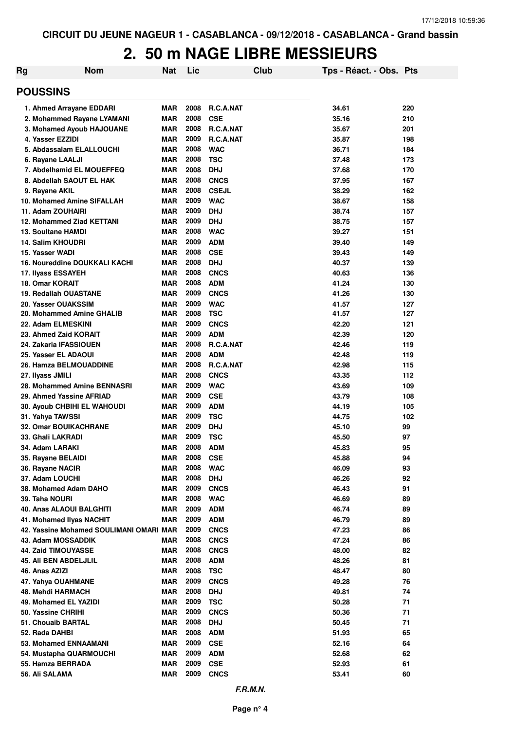CIRCUIT DU JEUNE NAGEUR 1 - CASABLANCA - 09/12/2018 - CASABLANCA - Grand bassin

# 2. 50 m NAGE LIBRE MESSIEURS

| Rg | Nom | Nat | Lic | Club | Tps - Réact. - Obs. | Pts |
|---|---|---|---|---|---|---|

## POUSSINS

| Rg | Nom | Nat | Lic | Club | Tps - Réact. - Obs. | Pts |
|---|---|---|---|---|---|---|
| 1. | Ahmed Arrayane EDDARI | MAR | 2008 | R.C.A.NAT | 34.61 | 220 |
| 2. | Mohammed Rayane LYAMANI | MAR | 2008 | CSE | 35.16 | 210 |
| 3. | Mohamed Ayoub HAJOUANE | MAR | 2008 | R.C.A.NAT | 35.67 | 201 |
| 4. | Yasser EZZIDI | MAR | 2009 | R.C.A.NAT | 35.87 | 198 |
| 5. | Abdassalam ELALLOUCHI | MAR | 2008 | WAC | 36.71 | 184 |
| 6. | Rayane LAALJI | MAR | 2008 | TSC | 37.48 | 173 |
| 7. | Abdelhamid EL MOUEFFEQ | MAR | 2008 | DHJ | 37.68 | 170 |
| 8. | Abdellah SAOUT EL HAK | MAR | 2008 | CNCS | 37.95 | 167 |
| 9. | Rayane AKIL | MAR | 2008 | CSEJL | 38.29 | 162 |
| 10. | Mohamed Amine SIFALLAH | MAR | 2009 | WAC | 38.67 | 158 |
| 11. | Adam ZOUHAIRI | MAR | 2009 | DHJ | 38.74 | 157 |
| 12. | Mohammed Ziad KETTANI | MAR | 2009 | DHJ | 38.75 | 157 |
| 13. | Soultane HAMDI | MAR | 2008 | WAC | 39.27 | 151 |
| 14. | Salim KHOUDRI | MAR | 2009 | ADM | 39.40 | 149 |
| 15. | Yasser WADI | MAR | 2008 | CSE | 39.43 | 149 |
| 16. | Noureddine DOUKKALI KACHI | MAR | 2008 | DHJ | 40.37 | 139 |
| 17. | Ilyass ESSAYEH | MAR | 2008 | CNCS | 40.63 | 136 |
| 18. | Omar KORAIT | MAR | 2008 | ADM | 41.24 | 130 |
| 19. | Redallah OUASTANE | MAR | 2009 | CNCS | 41.26 | 130 |
| 20. | Yasser OUAKSSIM | MAR | 2009 | WAC | 41.57 | 127 |
| 20. | Mohammed Amine GHALIB | MAR | 2008 | TSC | 41.57 | 127 |
| 22. | Adam ELMESKINI | MAR | 2009 | CNCS | 42.20 | 121 |
| 23. | Ahmed Zaid KORAIT | MAR | 2009 | ADM | 42.39 | 120 |
| 24. | Zakaria IFASSIOUEN | MAR | 2008 | R.C.A.NAT | 42.46 | 119 |
| 25. | Yasser EL ADAOUI | MAR | 2008 | ADM | 42.48 | 119 |
| 26. | Hamza BELMOUADDINE | MAR | 2008 | R.C.A.NAT | 42.98 | 115 |
| 27. | Ilyass JMILI | MAR | 2008 | CNCS | 43.35 | 112 |
| 28. | Mohammed Amine BENNASRI | MAR | 2009 | WAC | 43.69 | 109 |
| 29. | Ahmed Yassine AFRIAD | MAR | 2009 | CSE | 43.79 | 108 |
| 30. | Ayoub CHBIHI EL WAHOUDI | MAR | 2009 | ADM | 44.19 | 105 |
| 31. | Yahya TAWSSI | MAR | 2009 | TSC | 44.75 | 102 |
| 32. | Omar BOUIKACHRANE | MAR | 2009 | DHJ | 45.10 | 99 |
| 33. | Ghali LAKRADI | MAR | 2009 | TSC | 45.50 | 97 |
| 34. | Adam LARAKI | MAR | 2008 | ADM | 45.83 | 95 |
| 35. | Rayane BELAIDI | MAR | 2008 | CSE | 45.88 | 94 |
| 36. | Rayane NACIR | MAR | 2008 | WAC | 46.09 | 93 |
| 37. | Adam LOUCHI | MAR | 2008 | DHJ | 46.26 | 92 |
| 38. | Mohamed Adam DAHO | MAR | 2009 | CNCS | 46.43 | 91 |
| 39. | Taha NOURI | MAR | 2008 | WAC | 46.69 | 89 |
| 40. | Anas ALAOUI BALGHITI | MAR | 2009 | ADM | 46.74 | 89 |
| 41. | Mohamed Ilyas NACHIT | MAR | 2009 | ADM | 46.79 | 89 |
| 42. | Yassine Mohamed SOULIMANI OMARI | MAR | 2009 | CNCS | 47.23 | 86 |
| 43. | Adam MOSSADDIK | MAR | 2008 | CNCS | 47.24 | 86 |
| 44. | Zaid TIMOUYASSE | MAR | 2008 | CNCS | 48.00 | 82 |
| 45. | Ali BEN ABDELJLIL | MAR | 2008 | ADM | 48.26 | 81 |
| 46. | Anas AZIZI | MAR | 2008 | TSC | 48.47 | 80 |
| 47. | Yahya OUAHMANE | MAR | 2009 | CNCS | 49.28 | 76 |
| 48. | Mehdi HARMACH | MAR | 2008 | DHJ | 49.81 | 74 |
| 49. | Mohamed EL YAZIDI | MAR | 2009 | TSC | 50.28 | 71 |
| 50. | Yassine CHRIHI | MAR | 2009 | CNCS | 50.36 | 71 |
| 51. | Chouaib BARTAL | MAR | 2008 | DHJ | 50.45 | 71 |
| 52. | Rada DAHBI | MAR | 2008 | ADM | 51.93 | 65 |
| 53. | Mohamed ENNAAMANI | MAR | 2009 | CSE | 52.16 | 64 |
| 54. | Mustapha QUARMOUCHI | MAR | 2009 | ADM | 52.68 | 62 |
| 55. | Hamza BERRADA | MAR | 2009 | CSE | 52.93 | 61 |
| 56. | Ali SALAMA | MAR | 2009 | CNCS | 53.41 | 60 |

*F.R.M.N.*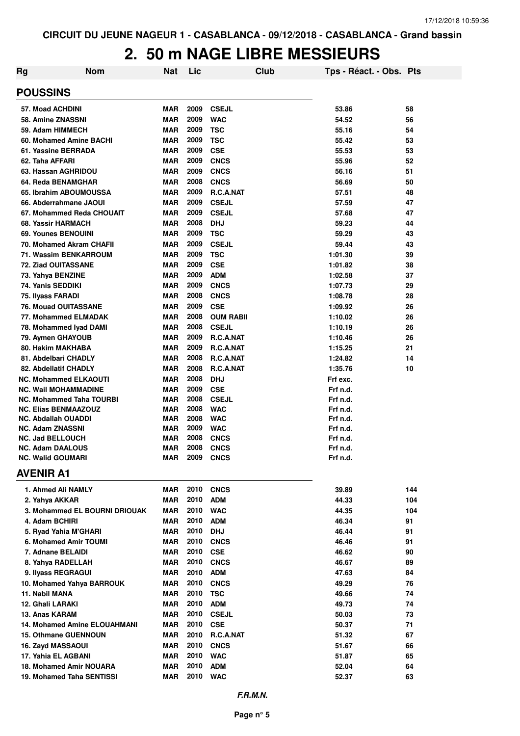CIRCUIT DU JEUNE NAGEUR 1 - CASABLANCA - 09/12/2018 - CASABLANCA - Grand bassin

# 2. 50 m NAGE LIBRE MESSIEURS

| Rg | Nom | Nat | Lic | Club | Tps - Réact. - Obs. | Pts |
|---|---|---|---|---|---|---|
| **POUSSINS** | | | | | | |
| 57. Moad ACHDINI | | MAR | 2009 | CSEJL | 53.86 | 58 |
| 58. Amine ZNASSNI | | MAR | 2009 | WAC | 54.52 | 56 |
| 59. Adam HIMMECH | | MAR | 2009 | TSC | 55.16 | 54 |
| 60. Mohamed Amine BACHI | | MAR | 2009 | TSC | 55.42 | 53 |
| 61. Yassine BERRADA | | MAR | 2009 | CSE | 55.53 | 53 |
| 62. Taha AFFARI | | MAR | 2009 | CNCS | 55.96 | 52 |
| 63. Hassan AGHRIDOU | | MAR | 2009 | CNCS | 56.16 | 51 |
| 64. Reda BENAMGHAR | | MAR | 2008 | CNCS | 56.69 | 50 |
| 65. Ibrahim ABOUMOUSSA | | MAR | 2009 | R.C.A.NAT | 57.51 | 48 |
| 66. Abderrahmane JAOUI | | MAR | 2009 | CSEJL | 57.59 | 47 |
| 67. Mohammed Reda CHOUAIT | | MAR | 2009 | CSEJL | 57.68 | 47 |
| 68. Yassir HARMACH | | MAR | 2008 | DHJ | 59.23 | 44 |
| 69. Younes BENOUINI | | MAR | 2009 | TSC | 59.29 | 43 |
| 70. Mohamed Akram CHAFII | | MAR | 2009 | CSEJL | 59.44 | 43 |
| 71. Wassim BENKARROUM | | MAR | 2009 | TSC | 1:01.30 | 39 |
| 72. Ziad OUITASSANE | | MAR | 2009 | CSE | 1:01.82 | 38 |
| 73. Yahya BENZINE | | MAR | 2009 | ADM | 1:02.58 | 37 |
| 74. Yanis SEDDIKI | | MAR | 2009 | CNCS | 1:07.73 | 29 |
| 75. Ilyass FARADI | | MAR | 2008 | CNCS | 1:08.78 | 28 |
| 76. Mouad OUITASSANE | | MAR | 2009 | CSE | 1:09.92 | 26 |
| 77. Mohammed ELMADAK | | MAR | 2008 | OUM RABII | 1:10.02 | 26 |
| 78. Mohammed Iyad DAMI | | MAR | 2008 | CSEJL | 1:10.19 | 26 |
| 79. Aymen GHAYOUB | | MAR | 2009 | R.C.A.NAT | 1:10.46 | 26 |
| 80. Hakim MAKHABA | | MAR | 2009 | R.C.A.NAT | 1:15.25 | 21 |
| 81. Abdelbari CHADLY | | MAR | 2008 | R.C.A.NAT | 1:24.82 | 14 |
| 82. Abdellatif CHADLY | | MAR | 2008 | R.C.A.NAT | 1:35.76 | 10 |
| NC. Mohammed ELKAOUTI | | MAR | 2008 | DHJ | Frf exc. | |
| NC. Wail MOHAMMADINE | | MAR | 2009 | CSE | Frf n.d. | |
| NC. Mohammed Taha TOURBI | | MAR | 2008 | CSEJL | Frf n.d. | |
| NC. Elias BENMAAZOUZ | | MAR | 2008 | WAC | Frf n.d. | |
| NC. Abdallah OUADDI | | MAR | 2008 | WAC | Frf n.d. | |
| NC. Adam ZNASSNI | | MAR | 2009 | WAC | Frf n.d. | |
| NC. Jad BELLOUCH | | MAR | 2008 | CNCS | Frf n.d. | |
| NC. Adam DAALOUS | | MAR | 2008 | CNCS | Frf n.d. | |
| NC. Walid GOUMARI | | MAR | 2009 | CNCS | Frf n.d. | |
| **AVENIR A1** | | | | | | |
| 1. Ahmed Ali NAMLY | | MAR | 2010 | CNCS | 39.89 | 144 |
| 2. Yahya AKKAR | | MAR | 2010 | ADM | 44.33 | 104 |
| 3. Mohammed EL BOURNI DRIOUAK | | MAR | 2010 | WAC | 44.35 | 104 |
| 4. Adam BCHIRI | | MAR | 2010 | ADM | 46.34 | 91 |
| 5. Ryad Yahia M'GHARI | | MAR | 2010 | DHJ | 46.44 | 91 |
| 6. Mohamed Amir TOUMI | | MAR | 2010 | CNCS | 46.46 | 91 |
| 7. Adnane BELAIDI | | MAR | 2010 | CSE | 46.62 | 90 |
| 8. Yahya RADELLAH | | MAR | 2010 | CNCS | 46.67 | 89 |
| 9. Ilyass REGRAGUI | | MAR | 2010 | ADM | 47.63 | 84 |
| 10. Mohamed Yahya BARROUK | | MAR | 2010 | CNCS | 49.29 | 76 |
| 11. Nabil MANA | | MAR | 2010 | TSC | 49.66 | 74 |
| 12. Ghali LARAKI | | MAR | 2010 | ADM | 49.73 | 74 |
| 13. Anas KARAM | | MAR | 2010 | CSEJL | 50.03 | 73 |
| 14. Mohamed Amine ELOUAHMANI | | MAR | 2010 | CSE | 50.37 | 71 |
| 15. Othmane GUENNOUN | | MAR | 2010 | R.C.A.NAT | 51.32 | 67 |
| 16. Zayd MASSAOUI | | MAR | 2010 | CNCS | 51.67 | 66 |
| 17. Yahia EL AGBANI | | MAR | 2010 | WAC | 51.87 | 65 |
| 18. Mohamed Amir NOUARA | | MAR | 2010 | ADM | 52.04 | 64 |
| 19. Mohamed Taha SENTISSI | | MAR | 2010 | WAC | 52.37 | 63 |

*F.R.M.N.*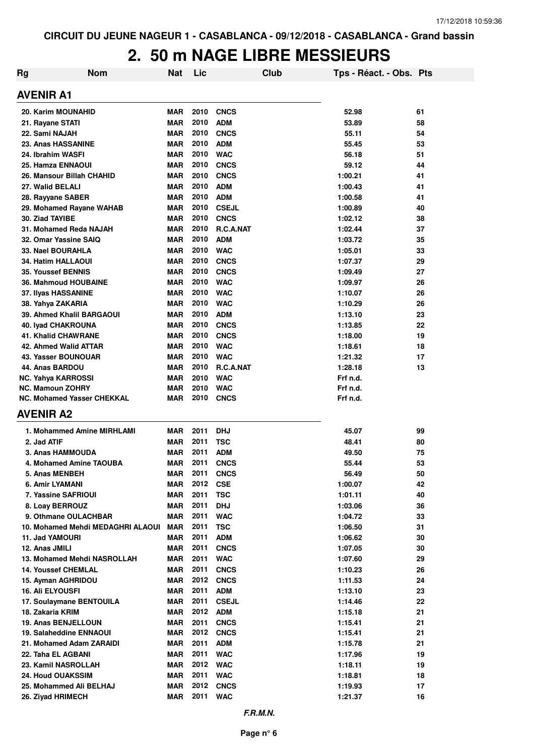CIRCUIT DU JEUNE NAGEUR 1 - CASABLANCA - 09/12/2018 - CASABLANCA - Grand bassin

# 2. 50 m NAGE LIBRE MESSIEURS

## AVENIR A1

| Rg | Nom | Nat | Lic | Club | Tps - Réact. - Obs. | Pts |
|---|---|---|---|---|---|---|
| 20. | Karim MOUNAHID | MAR | 2010 | CNCS | 52.98 | 61 |
| 21. | Rayane STATI | MAR | 2010 | ADM | 53.89 | 58 |
| 22. | Sami NAJAH | MAR | 2010 | CNCS | 55.11 | 54 |
| 23. | Anas HASSANINE | MAR | 2010 | ADM | 55.45 | 53 |
| 24. | Ibrahim WASFI | MAR | 2010 | WAC | 56.18 | 51 |
| 25. | Hamza ENNAOUI | MAR | 2010 | CNCS | 59.12 | 44 |
| 26. | Mansour Billah CHAHID | MAR | 2010 | CNCS | 1:00.21 | 41 |
| 27. | Walid BELALI | MAR | 2010 | ADM | 1:00.43 | 41 |
| 28. | Rayyane SABER | MAR | 2010 | ADM | 1:00.58 | 41 |
| 29. | Mohamed Rayane WAHAB | MAR | 2010 | CSEJL | 1:00.89 | 40 |
| 30. | Ziad TAYIBE | MAR | 2010 | CNCS | 1:02.12 | 38 |
| 31. | Mohamed Reda NAJAH | MAR | 2010 | R.C.A.NAT | 1:02.44 | 37 |
| 32. | Omar Yassine SAIQ | MAR | 2010 | ADM | 1:03.72 | 35 |
| 33. | Nael BOURAHLA | MAR | 2010 | WAC | 1:05.01 | 33 |
| 34. | Hatim HALLAOUI | MAR | 2010 | CNCS | 1:07.37 | 29 |
| 35. | Youssef BENNIS | MAR | 2010 | CNCS | 1:09.49 | 27 |
| 36. | Mahmoud HOUBAINE | MAR | 2010 | WAC | 1:09.97 | 26 |
| 37. | Ilyas HASSANINE | MAR | 2010 | WAC | 1:10.07 | 26 |
| 38. | Yahya ZAKARIA | MAR | 2010 | WAC | 1:10.29 | 26 |
| 39. | Ahmed Khalil BARGAOUI | MAR | 2010 | ADM | 1:13.10 | 23 |
| 40. | Iyad CHAKROUNA | MAR | 2010 | CNCS | 1:13.85 | 22 |
| 41. | Khalid CHAWRANE | MAR | 2010 | CNCS | 1:18.00 | 19 |
| 42. | Ahmed Walid ATTAR | MAR | 2010 | WAC | 1:18.61 | 18 |
| 43. | Yasser BOUNOUAR | MAR | 2010 | WAC | 1:21.32 | 17 |
| 44. | Anas BARDOU | MAR | 2010 | R.C.A.NAT | 1:28.18 | 13 |
| NC. | Yahya KARROSSI | MAR | 2010 | WAC | Frf n.d. | |
| NC. | Mamoun ZOHRY | MAR | 2010 | WAC | Frf n.d. | |
| NC. | Mohamed Yasser CHEKKAL | MAR | 2010 | CNCS | Frf n.d. | |

## AVENIR A2

| Rg | Nom | Nat | Lic | Club | Tps - Réact. - Obs. | Pts |
|---|---|---|---|---|---|---|
| 1. | Mohammed Amine MIRHLAMI | MAR | 2011 | DHJ | 45.07 | 99 |
| 2. | Jad ATIF | MAR | 2011 | TSC | 48.41 | 80 |
| 3. | Anas HAMMOUDA | MAR | 2011 | ADM | 49.50 | 75 |
| 4. | Mohamed Amine TAOUBA | MAR | 2011 | CNCS | 55.44 | 53 |
| 5. | Anas MENBEH | MAR | 2011 | CNCS | 56.49 | 50 |
| 6. | Amir LYAMANI | MAR | 2012 | CSE | 1:00.07 | 42 |
| 7. | Yassine SAFRIOUI | MAR | 2011 | TSC | 1:01.11 | 40 |
| 8. | Loay BERROUZ | MAR | 2011 | DHJ | 1:03.06 | 36 |
| 9. | Othmane OULACHBAR | MAR | 2011 | WAC | 1:04.72 | 33 |
| 10. | Mohamed Mehdi MEDAGHRI ALAOUI | MAR | 2011 | TSC | 1:06.50 | 31 |
| 11. | Jad YAMOURI | MAR | 2011 | ADM | 1:06.62 | 30 |
| 12. | Anas JMILI | MAR | 2011 | CNCS | 1:07.05 | 30 |
| 13. | Mohamed Mehdi NASROLLAH | MAR | 2011 | WAC | 1:07.60 | 29 |
| 14. | Youssef CHEMLAL | MAR | 2011 | CNCS | 1:10.23 | 26 |
| 15. | Ayman AGHRIDOU | MAR | 2012 | CNCS | 1:11.53 | 24 |
| 16. | Ali ELYOUSFI | MAR | 2011 | ADM | 1:13.10 | 23 |
| 17. | Soulaymane BENTOUILA | MAR | 2011 | CSEJL | 1:14.46 | 22 |
| 18. | Zakaria KRIM | MAR | 2012 | ADM | 1:15.18 | 21 |
| 19. | Anas BENJELLOUN | MAR | 2011 | CNCS | 1:15.41 | 21 |
| 19. | Salaheddine ENNAOUI | MAR | 2012 | CNCS | 1:15.41 | 21 |
| 21. | Mohamed Adam ZARAIDI | MAR | 2011 | ADM | 1:15.78 | 21 |
| 22. | Taha EL AGBANI | MAR | 2011 | WAC | 1:17.96 | 19 |
| 23. | Kamil NASROLLAH | MAR | 2012 | WAC | 1:18.11 | 19 |
| 24. | Houd OUAKSSIM | MAR | 2011 | WAC | 1:18.81 | 18 |
| 25. | Mohammed Ali BELHAJ | MAR | 2012 | CNCS | 1:19.93 | 17 |
| 26. | Ziyad HRIMECH | MAR | 2011 | WAC | 1:21.37 | 16 |

*F.R.M.N.*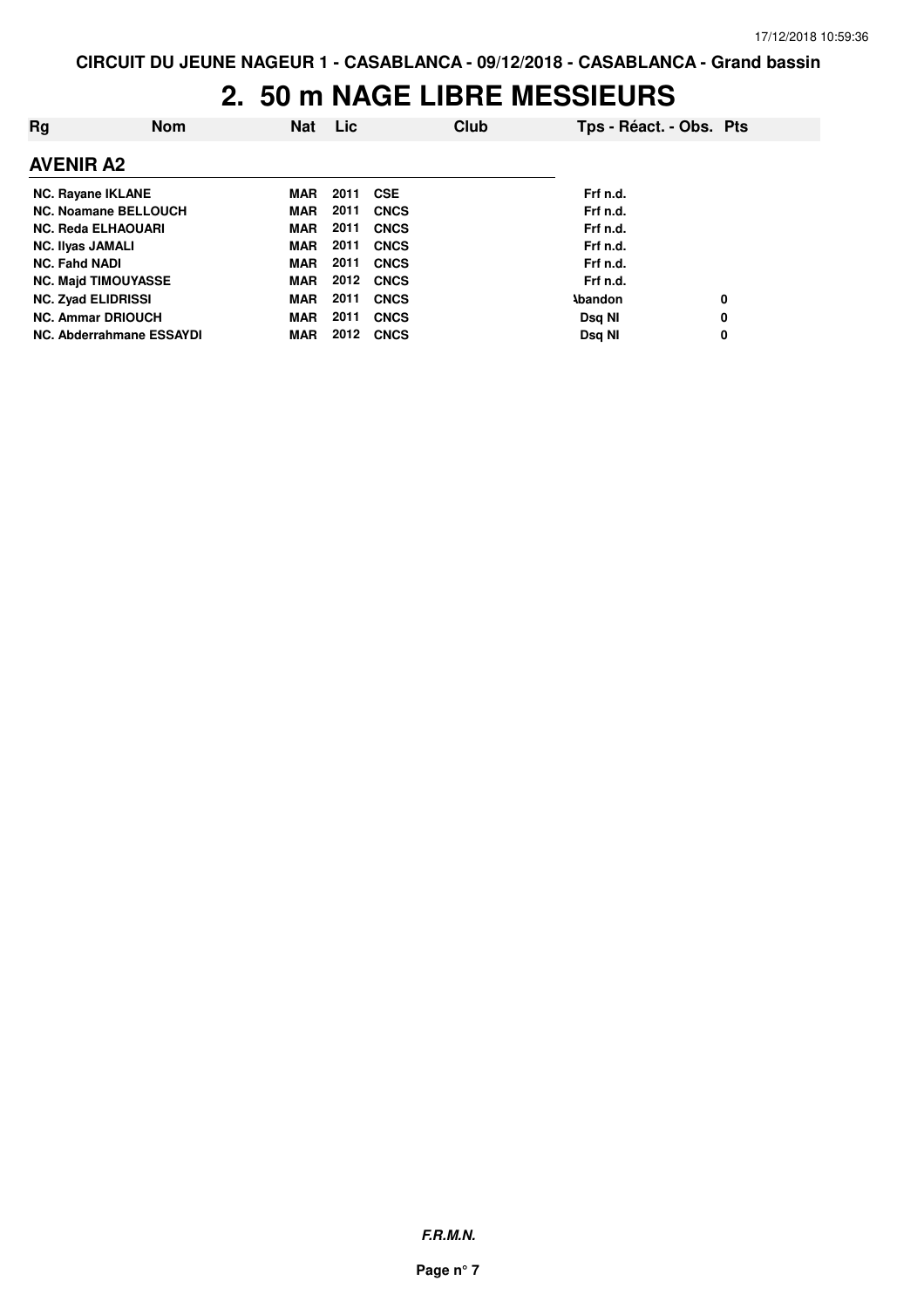CIRCUIT DU JEUNE NAGEUR 1 - CASABLANCA - 09/12/2018 - CASABLANCA - Grand bassin

# 2. 50 m NAGE LIBRE MESSIEURS

| Rg | Nom | Nat | Lic | Club | Tps - Réact. - Obs. | Pts |
|---|---|---|---|---|---|---|
| **AVENIR A2** | | | | | | |
| NC. | Rayane IKLANE | MAR | 2011 | CSE | Frf n.d. | |
| NC. | Noamane BELLOUCH | MAR | 2011 | CNCS | Frf n.d. | |
| NC. | Reda ELHAOUARI | MAR | 2011 | CNCS | Frf n.d. | |
| NC. | Ilyas JAMALI | MAR | 2011 | CNCS | Frf n.d. | |
| NC. | Fahd NADI | MAR | 2011 | CNCS | Frf n.d. | |
| NC. | Majd TIMOUYASSE | MAR | 2012 | CNCS | Frf n.d. | |
| NC. | Zyad ELIDRISSI | MAR | 2011 | CNCS | Abandon | 0 |
| NC. | Ammar DRIOUCH | MAR | 2011 | CNCS | Dsq NI | 0 |
| NC. | Abderrahmane ESSAYDI | MAR | 2012 | CNCS | Dsq NI | 0 |

***F.R.M.N.***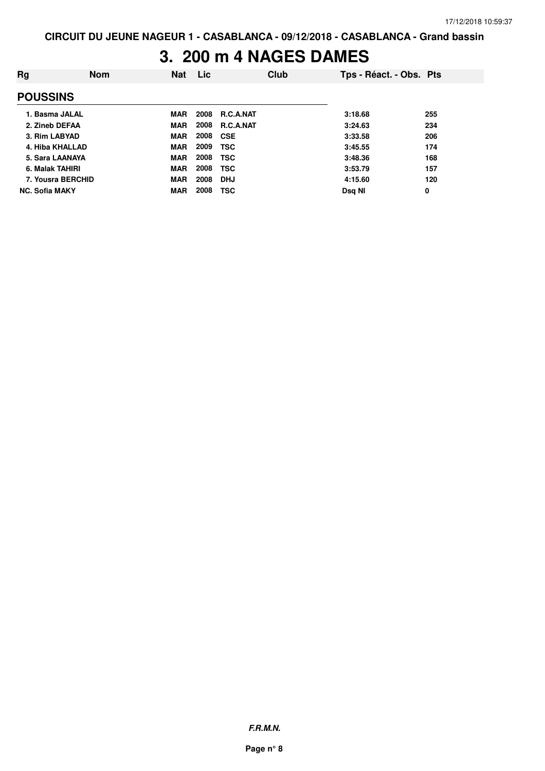CIRCUIT DU JEUNE NAGEUR 1 - CASABLANCA - 09/12/2018 - CASABLANCA - Grand bassin

# 3. 200 m 4 NAGES DAMES

| Rg | Nom | Nat | Lic | Club | Tps - Réact. - Obs. | Pts |
|---|---|---|---|---|---|---|
| **POUSSINS** | | | | | | |
| 1. | Basma JALAL | MAR | 2008 | R.C.A.NAT | 3:18.68 | 255 |
| 2. | Zineb DEFAA | MAR | 2008 | R.C.A.NAT | 3:24.63 | 234 |
| 3. | Rim LABYAD | MAR | 2008 | CSE | 3:33.58 | 206 |
| 4. | Hiba KHALLAD | MAR | 2009 | TSC | 3:45.55 | 174 |
| 5. | Sara LAANAYA | MAR | 2008 | TSC | 3:48.36 | 168 |
| 6. | Malak TAHIRI | MAR | 2008 | TSC | 3:53.79 | 157 |
| 7. | Yousra BERCHID | MAR | 2008 | DHJ | 4:15.60 | 120 |
| NC. | Sofia MAKY | MAR | 2008 | TSC | Dsq NI | 0 |

***F.R.M.N.***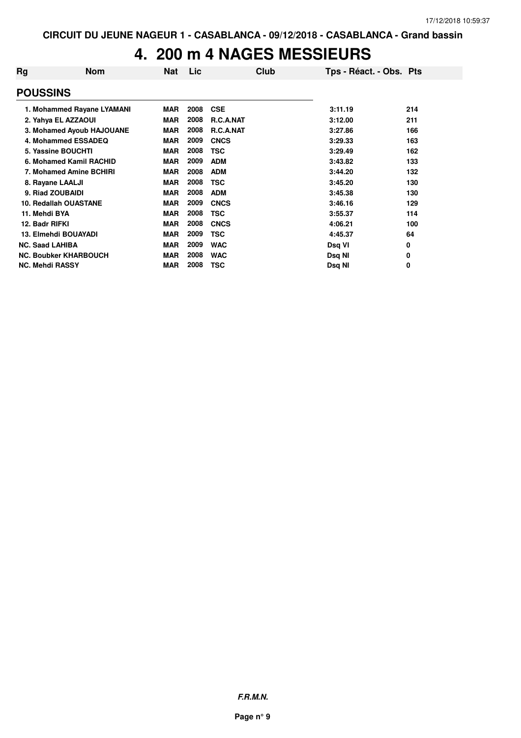# 4. 200 m 4 NAGES MESSIEURS

| Rg | Nom | Nat | Lic | Club | Tps - Réact. - Obs. | Pts |
|---|---|---|---|---|---|---|
| **POUSSINS** | | | | | | |
| 1. | Mohammed Rayane LYAMANI | MAR | 2008 | CSE | 3:11.19 | 214 |
| 2. | Yahya EL AZZAOUI | MAR | 2008 | R.C.A.NAT | 3:12.00 | 211 |
| 3. | Mohamed Ayoub HAJOUANE | MAR | 2008 | R.C.A.NAT | 3:27.86 | 166 |
| 4. | Mohammed ESSADEQ | MAR | 2009 | CNCS | 3:29.33 | 163 |
| 5. | Yassine BOUCHTI | MAR | 2008 | TSC | 3:29.49 | 162 |
| 6. | Mohamed Kamil RACHID | MAR | 2009 | ADM | 3:43.82 | 133 |
| 7. | Mohamed Amine BCHIRI | MAR | 2008 | ADM | 3:44.20 | 132 |
| 8. | Rayane LAALJI | MAR | 2008 | TSC | 3:45.20 | 130 |
| 9. | Riad ZOUBAIDI | MAR | 2008 | ADM | 3:45.38 | 130 |
| 10. | Redallah OUASTANE | MAR | 2009 | CNCS | 3:46.16 | 129 |
| 11. | Mehdi BYA | MAR | 2008 | TSC | 3:55.37 | 114 |
| 12. | Badr RIFKI | MAR | 2008 | CNCS | 4:06.21 | 100 |
| 13. | Elmehdi BOUAYADI | MAR | 2009 | TSC | 4:45.37 | 64 |
| NC. | Saad LAHIBA | MAR | 2009 | WAC | Dsq VI | 0 |
| NC. | Boubker KHARBOUCH | MAR | 2008 | WAC | Dsq NI | 0 |
| NC. | Mehdi RASSY | MAR | 2008 | TSC | Dsq NI | 0 |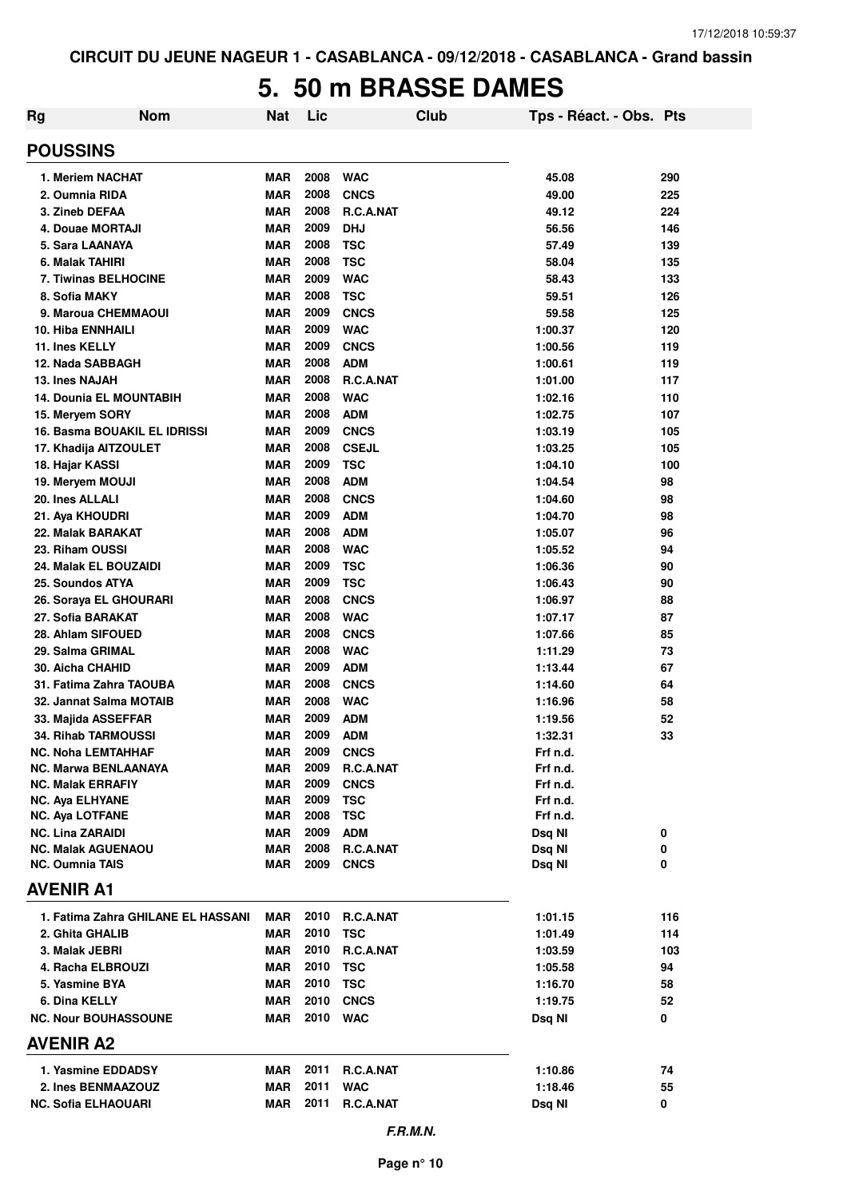CIRCUIT DU JEUNE NAGEUR 1 - CASABLANCA - 09/12/2018 - CASABLANCA - Grand bassin

# 5. 50 m BRASSE DAMES

| Rg | Nom | Nat | Lic | Club | Tps - Réact. - Obs. | Pts |
|---|---|---|---|---|---|---|
| **POUSSINS** | | | | | | |
| 1. Meriem NACHAT | | MAR | 2008 | WAC | 45.08 | 290 |
| 2. Oumnia RIDA | | MAR | 2008 | CNCS | 49.00 | 225 |
| 3. Zineb DEFAA | | MAR | 2008 | R.C.A.NAT | 49.12 | 224 |
| 4. Douae MORTAJI | | MAR | 2009 | DHJ | 56.56 | 146 |
| 5. Sara LAANAYA | | MAR | 2008 | TSC | 57.49 | 139 |
| 6. Malak TAHIRI | | MAR | 2008 | TSC | 58.04 | 135 |
| 7. Tiwinas BELHOCINE | | MAR | 2009 | WAC | 58.43 | 133 |
| 8. Sofia MAKY | | MAR | 2008 | TSC | 59.51 | 126 |
| 9. Maroua CHEMMAOUI | | MAR | 2009 | CNCS | 59.58 | 125 |
| 10. Hiba ENNHAILI | | MAR | 2009 | WAC | 1:00.37 | 120 |
| 11. Ines KELLY | | MAR | 2009 | CNCS | 1:00.56 | 119 |
| 12. Nada SABBAGH | | MAR | 2008 | ADM | 1:00.61 | 119 |
| 13. Ines NAJAH | | MAR | 2008 | R.C.A.NAT | 1:01.00 | 117 |
| 14. Dounia EL MOUNTABIH | | MAR | 2008 | WAC | 1:02.16 | 110 |
| 15. Meryem SORY | | MAR | 2008 | ADM | 1:02.75 | 107 |
| 16. Basma BOUAKIL EL IDRISSI | | MAR | 2009 | CNCS | 1:03.19 | 105 |
| 17. Khadija AITZOULET | | MAR | 2008 | CSEJL | 1:03.25 | 105 |
| 18. Hajar KASSI | | MAR | 2009 | TSC | 1:04.10 | 100 |
| 19. Meryem MOUJI | | MAR | 2008 | ADM | 1:04.54 | 98 |
| 20. Ines ALLALI | | MAR | 2008 | CNCS | 1:04.60 | 98 |
| 21. Aya KHOUDRI | | MAR | 2009 | ADM | 1:04.70 | 98 |
| 22. Malak BARAKAT | | MAR | 2008 | ADM | 1:05.07 | 96 |
| 23. Riham OUSSI | | MAR | 2008 | WAC | 1:05.52 | 94 |
| 24. Malak EL BOUZAIDI | | MAR | 2009 | TSC | 1:06.36 | 90 |
| 25. Soundos ATYA | | MAR | 2009 | TSC | 1:06.43 | 90 |
| 26. Soraya EL GHOURARI | | MAR | 2008 | CNCS | 1:06.97 | 88 |
| 27. Sofia BARAKAT | | MAR | 2008 | WAC | 1:07.17 | 87 |
| 28. Ahlam SIFOUED | | MAR | 2008 | CNCS | 1:07.66 | 85 |
| 29. Salma GRIMAL | | MAR | 2008 | WAC | 1:11.29 | 73 |
| 30. Aicha CHAHID | | MAR | 2009 | ADM | 1:13.44 | 67 |
| 31. Fatima Zahra TAOUBA | | MAR | 2008 | CNCS | 1:14.60 | 64 |
| 32. Jannat Salma MOTAIB | | MAR | 2008 | WAC | 1:16.96 | 58 |
| 33. Majida ASSEFFAR | | MAR | 2009 | ADM | 1:19.56 | 52 |
| 34. Rihab TARMOUSSI | | MAR | 2009 | ADM | 1:32.31 | 33 |
| NC. Noha LEMTAHHAF | | MAR | 2009 | CNCS | Frf n.d. | |
| NC. Marwa BENLAANAYA | | MAR | 2009 | R.C.A.NAT | Frf n.d. | |
| NC. Malak ERRAFIY | | MAR | 2009 | CNCS | Frf n.d. | |
| NC. Aya ELHYANE | | MAR | 2009 | TSC | Frf n.d. | |
| NC. Aya LOTFANE | | MAR | 2008 | TSC | Frf n.d. | |
| NC. Lina ZARAIDI | | MAR | 2009 | ADM | Dsq NI | 0 |
| NC. Malak AGUENAOU | | MAR | 2008 | R.C.A.NAT | Dsq NI | 0 |
| NC. Oumnia TAIS | | MAR | 2009 | CNCS | Dsq NI | 0 |
| **AVENIR A1** | | | | | | |
| 1. Fatima Zahra GHILANE EL HASSANI | | MAR | 2010 | R.C.A.NAT | 1:01.15 | 116 |
| 2. Ghita GHALIB | | MAR | 2010 | TSC | 1:01.49 | 114 |
| 3. Malak JEBRI | | MAR | 2010 | R.C.A.NAT | 1:03.59 | 103 |
| 4. Racha ELBROUZI | | MAR | 2010 | TSC | 1:05.58 | 94 |
| 5. Yasmine BYA | | MAR | 2010 | TSC | 1:16.70 | 58 |
| 6. Dina KELLY | | MAR | 2010 | CNCS | 1:19.75 | 52 |
| NC. Nour BOUHASSOUNE | | MAR | 2010 | WAC | Dsq NI | 0 |
| **AVENIR A2** | | | | | | |
| 1. Yasmine EDDADSY | | MAR | 2011 | R.C.A.NAT | 1:10.86 | 74 |
| 2. Ines BENMAAZOUZ | | MAR | 2011 | WAC | 1:18.46 | 55 |
| NC. Sofia ELHAOUARI | | MAR | 2011 | R.C.A.NAT | Dsq NI | 0 |

*F.R.M.N.*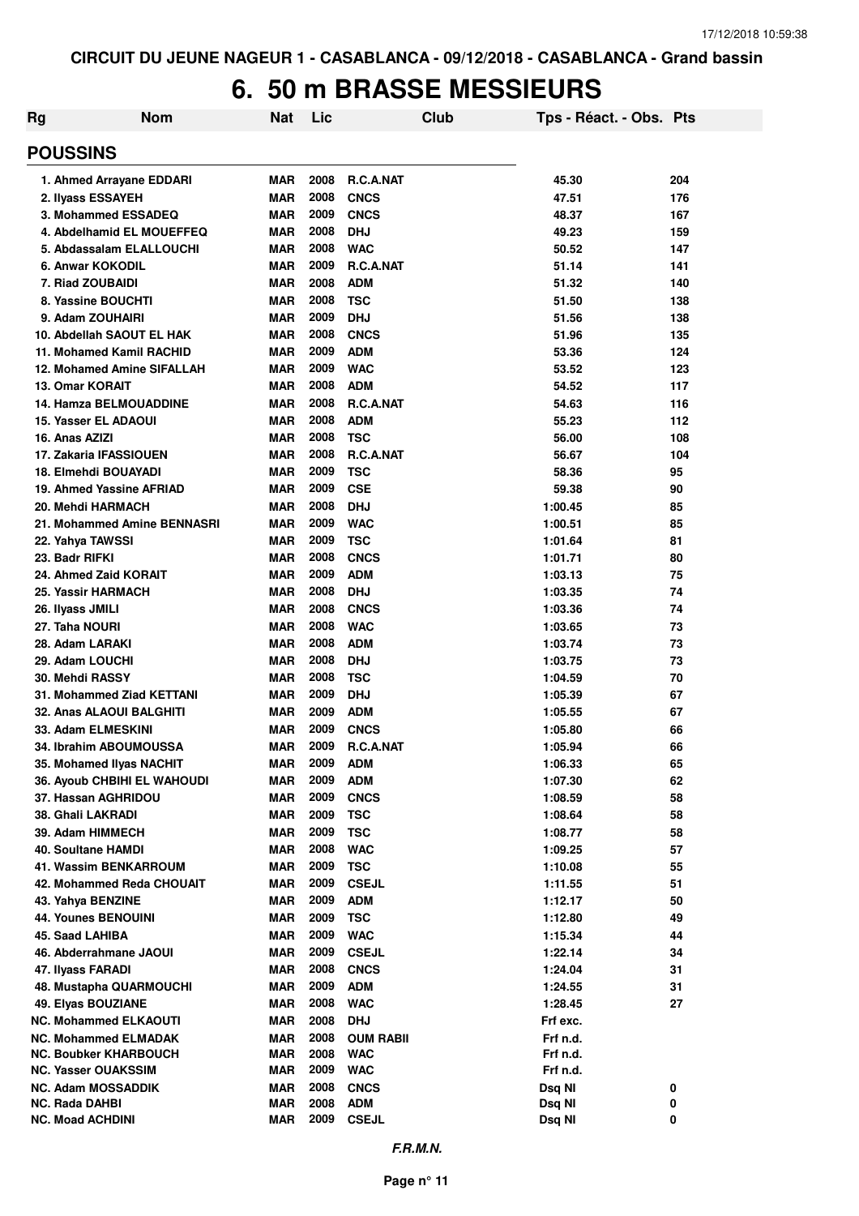CIRCUIT DU JEUNE NAGEUR 1 - CASABLANCA - 09/12/2018 - CASABLANCA - Grand bassin

# 6. 50 m BRASSE MESSIEURS

| Rg | Nom | Nat | Lic | Club | Tps - Réact. - Obs. | Pts |
|---|---|---|---|---|---|---|
| **POUSSINS** | | | | | | |
| 1. | Ahmed Arrayane EDDARI | MAR | 2008 | R.C.A.NAT | 45.30 | 204 |
| 2. | Ilyass ESSAYEH | MAR | 2008 | CNCS | 47.51 | 176 |
| 3. | Mohammed ESSADEQ | MAR | 2009 | CNCS | 48.37 | 167 |
| 4. | Abdelhamid EL MOUEFFEQ | MAR | 2008 | DHJ | 49.23 | 159 |
| 5. | Abdassalam ELALLOUCHI | MAR | 2008 | WAC | 50.52 | 147 |
| 6. | Anwar KOKODIL | MAR | 2009 | R.C.A.NAT | 51.14 | 141 |
| 7. | Riad ZOUBAIDI | MAR | 2008 | ADM | 51.32 | 140 |
| 8. | Yassine BOUCHTI | MAR | 2008 | TSC | 51.50 | 138 |
| 9. | Adam ZOUHAIRI | MAR | 2009 | DHJ | 51.56 | 138 |
| 10. | Abdellah SAOUT EL HAK | MAR | 2008 | CNCS | 51.96 | 135 |
| 11. | Mohamed Kamil RACHID | MAR | 2009 | ADM | 53.36 | 124 |
| 12. | Mohamed Amine SIFALLAH | MAR | 2009 | WAC | 53.52 | 123 |
| 13. | Omar KORAIT | MAR | 2008 | ADM | 54.52 | 117 |
| 14. | Hamza BELMOUADDINE | MAR | 2008 | R.C.A.NAT | 54.63 | 116 |
| 15. | Yasser EL ADAOUI | MAR | 2008 | ADM | 55.23 | 112 |
| 16. | Anas AZIZI | MAR | 2008 | TSC | 56.00 | 108 |
| 17. | Zakaria IFASSIOUEN | MAR | 2008 | R.C.A.NAT | 56.67 | 104 |
| 18. | Elmehdi BOUAYADI | MAR | 2009 | TSC | 58.36 | 95 |
| 19. | Ahmed Yassine AFRIAD | MAR | 2009 | CSE | 59.38 | 90 |
| 20. | Mehdi HARMACH | MAR | 2008 | DHJ | 1:00.45 | 85 |
| 21. | Mohammed Amine BENNASRI | MAR | 2009 | WAC | 1:00.51 | 85 |
| 22. | Yahya TAWSSI | MAR | 2009 | TSC | 1:01.64 | 81 |
| 23. | Badr RIFKI | MAR | 2008 | CNCS | 1:01.71 | 80 |
| 24. | Ahmed Zaid KORAIT | MAR | 2009 | ADM | 1:03.13 | 75 |
| 25. | Yassir HARMACH | MAR | 2008 | DHJ | 1:03.35 | 74 |
| 26. | Ilyass JMILI | MAR | 2008 | CNCS | 1:03.36 | 74 |
| 27. | Taha NOURI | MAR | 2008 | WAC | 1:03.65 | 73 |
| 28. | Adam LARAKI | MAR | 2008 | ADM | 1:03.74 | 73 |
| 29. | Adam LOUCHI | MAR | 2008 | DHJ | 1:03.75 | 73 |
| 30. | Mehdi RASSY | MAR | 2008 | TSC | 1:04.59 | 70 |
| 31. | Mohammed Ziad KETTANI | MAR | 2009 | DHJ | 1:05.39 | 67 |
| 32. | Anas ALAOUI BALGHITI | MAR | 2009 | ADM | 1:05.55 | 67 |
| 33. | Adam ELMESKINI | MAR | 2009 | CNCS | 1:05.80 | 66 |
| 34. | Ibrahim ABOUMOUSSA | MAR | 2009 | R.C.A.NAT | 1:05.94 | 66 |
| 35. | Mohamed Ilyas NACHIT | MAR | 2009 | ADM | 1:06.33 | 65 |
| 36. | Ayoub CHBIHI EL WAHOUDI | MAR | 2009 | ADM | 1:07.30 | 62 |
| 37. | Hassan AGHRIDOU | MAR | 2009 | CNCS | 1:08.59 | 58 |
| 38. | Ghali LAKRADI | MAR | 2009 | TSC | 1:08.64 | 58 |
| 39. | Adam HIMMECH | MAR | 2009 | TSC | 1:08.77 | 58 |
| 40. | Soultane HAMDI | MAR | 2008 | WAC | 1:09.25 | 57 |
| 41. | Wassim BENKARROUM | MAR | 2009 | TSC | 1:10.08 | 55 |
| 42. | Mohammed Reda CHOUAIT | MAR | 2009 | CSEJL | 1:11.55 | 51 |
| 43. | Yahya BENZINE | MAR | 2009 | ADM | 1:12.17 | 50 |
| 44. | Younes BENOUINI | MAR | 2009 | TSC | 1:12.80 | 49 |
| 45. | Saad LAHIBA | MAR | 2009 | WAC | 1:15.34 | 44 |
| 46. | Abderrahmane JAOUI | MAR | 2009 | CSEJL | 1:22.14 | 34 |
| 47. | Ilyass FARADI | MAR | 2008 | CNCS | 1:24.04 | 31 |
| 48. | Mustapha QUARMOUCHI | MAR | 2009 | ADM | 1:24.55 | 31 |
| 49. | Elyas BOUZIANE | MAR | 2008 | WAC | 1:28.45 | 27 |
| NC. | Mohammed ELKAOUTI | MAR | 2008 | DHJ | Frf exc. | |
| NC. | Mohammed ELMADAK | MAR | 2008 | OUM RABII | Frf n.d. | |
| NC. | Boubker KHARBOUCH | MAR | 2008 | WAC | Frf n.d. | |
| NC. | Yasser OUAKSSIM | MAR | 2009 | WAC | Frf n.d. | |
| NC. | Adam MOSSADDIK | MAR | 2008 | CNCS | Dsq NI | 0 |
| NC. | Rada DAHBI | MAR | 2008 | ADM | Dsq NI | 0 |
| NC. | Moad ACHDINI | MAR | 2009 | CSEJL | Dsq NI | 0 |

*F.R.M.N.*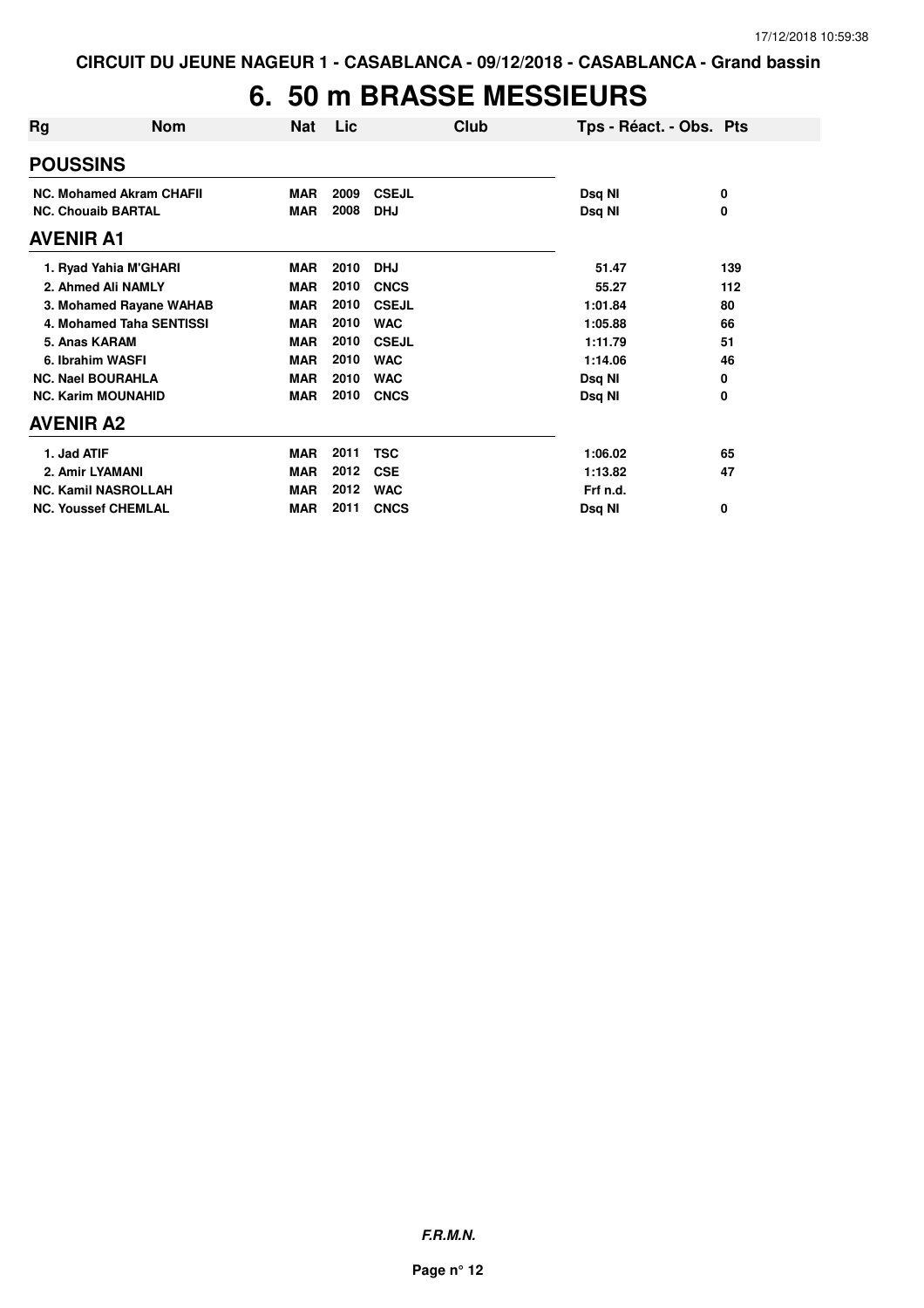CIRCUIT DU JEUNE NAGEUR 1 - CASABLANCA - 09/12/2018 - CASABLANCA - Grand bassin

# 6. 50 m BRASSE MESSIEURS

| Rg | Nom | Nat | Lic | Club | Tps - Réact. - Obs. | Pts |
|---|---|---|---|---|---|---|
| **POUSSINS** | | | | | | |
| NC. | Mohamed Akram CHAFII | MAR | 2009 | CSEJL | Dsq NI | 0 |
| NC. | Chouaib BARTAL | MAR | 2008 | DHJ | Dsq NI | 0 |
| **AVENIR A1** | | | | | | |
| 1. | Ryad Yahia M'GHARI | MAR | 2010 | DHJ | 51.47 | 139 |
| 2. | Ahmed Ali NAMLY | MAR | 2010 | CNCS | 55.27 | 112 |
| 3. | Mohamed Rayane WAHAB | MAR | 2010 | CSEJL | 1:01.84 | 80 |
| 4. | Mohamed Taha SENTISSI | MAR | 2010 | WAC | 1:05.88 | 66 |
| 5. | Anas KARAM | MAR | 2010 | CSEJL | 1:11.79 | 51 |
| 6. | Ibrahim WASFI | MAR | 2010 | WAC | 1:14.06 | 46 |
| NC. | Nael BOURAHLA | MAR | 2010 | WAC | Dsq NI | 0 |
| NC. | Karim MOUNAHID | MAR | 2010 | CNCS | Dsq NI | 0 |
| **AVENIR A2** | | | | | | |
| 1. | Jad ATIF | MAR | 2011 | TSC | 1:06.02 | 65 |
| 2. | Amir LYAMANI | MAR | 2012 | CSE | 1:13.82 | 47 |
| NC. | Kamil NASROLLAH | MAR | 2012 | WAC | Frf n.d. | |
| NC. | Youssef CHEMLAL | MAR | 2011 | CNCS | Dsq NI | 0 |

*F.R.M.N.*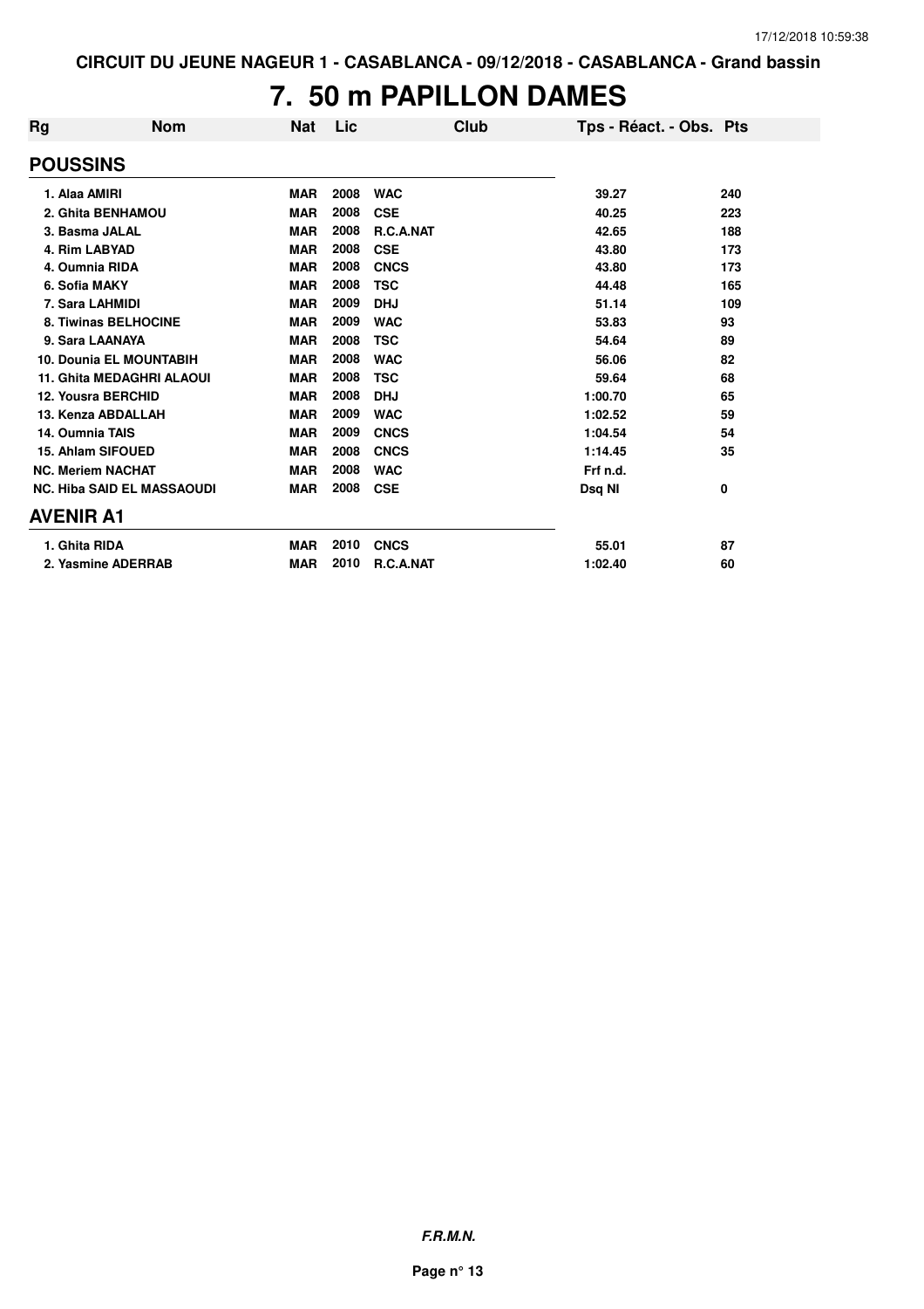# 7. 50 m PAPILLON DAMES

| Rg | Nom | Nat | Lic | Club | Tps - Réact. - Obs. | Pts |
|---|---|---|---|---|---|---|
| **POUSSINS** | | | | | | |
| 1. Alaa AMIRI | | MAR | 2008 | WAC | 39.27 | 240 |
| 2. Ghita BENHAMOU | | MAR | 2008 | CSE | 40.25 | 223 |
| 3. Basma JALAL | | MAR | 2008 | R.C.A.NAT | 42.65 | 188 |
| 4. Rim LABYAD | | MAR | 2008 | CSE | 43.80 | 173 |
| 4. Oumnia RIDA | | MAR | 2008 | CNCS | 43.80 | 173 |
| 6. Sofia MAKY | | MAR | 2008 | TSC | 44.48 | 165 |
| 7. Sara LAHMIDI | | MAR | 2009 | DHJ | 51.14 | 109 |
| 8. Tiwinas BELHOCINE | | MAR | 2009 | WAC | 53.83 | 93 |
| 9. Sara LAANAYA | | MAR | 2008 | TSC | 54.64 | 89 |
| 10. Dounia EL MOUNTABIH | | MAR | 2008 | WAC | 56.06 | 82 |
| 11. Ghita MEDAGHRI ALAOUI | | MAR | 2008 | TSC | 59.64 | 68 |
| 12. Yousra BERCHID | | MAR | 2008 | DHJ | 1:00.70 | 65 |
| 13. Kenza ABDALLAH | | MAR | 2009 | WAC | 1:02.52 | 59 |
| 14. Oumnia TAIS | | MAR | 2009 | CNCS | 1:04.54 | 54 |
| 15. Ahlam SIFOUED | | MAR | 2008 | CNCS | 1:14.45 | 35 |
| NC. Meriem NACHAT | | MAR | 2008 | WAC | Frf n.d. | |
| NC. Hiba SAID EL MASSAOUDI | | MAR | 2008 | CSE | Dsq NI | 0 |
| **AVENIR A1** | | | | | | |
| 1. Ghita RIDA | | MAR | 2010 | CNCS | 55.01 | 87 |
| 2. Yasmine ADERRAB | | MAR | 2010 | R.C.A.NAT | 1:02.40 | 60 |

***F.R.M.N.***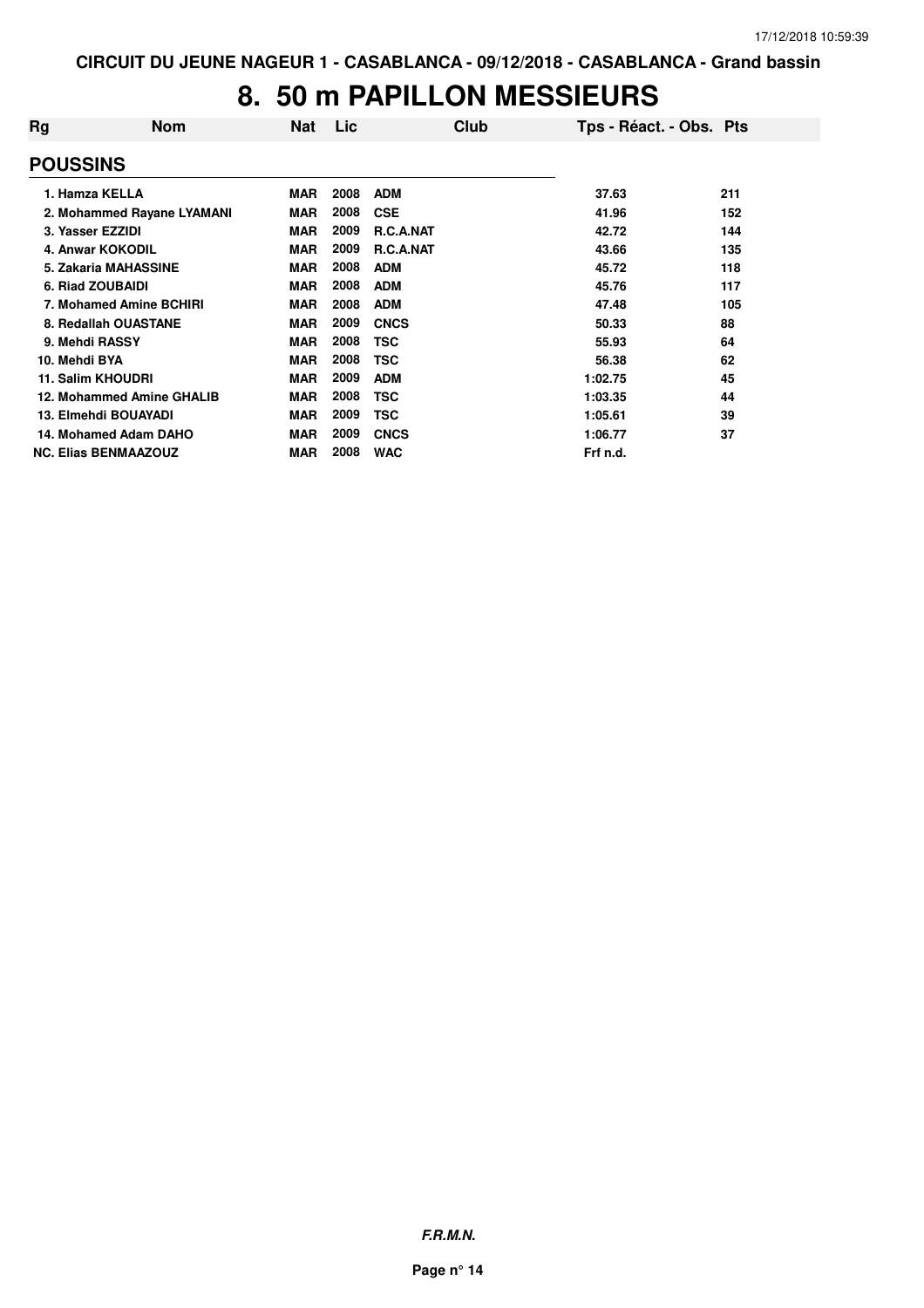CIRCUIT DU JEUNE NAGEUR 1 - CASABLANCA - 09/12/2018 - CASABLANCA - Grand bassin

# 8. 50 m PAPILLON MESSIEURS

| Rg | Nom | Nat | Lic | Club | Tps - Réact. - Obs. | Pts |
|---|---|---|---|---|---|---|
| **POUSSINS** | | | | | | |
| 1. | Hamza KELLA | MAR | 2008 | ADM | 37.63 | 211 |
| 2. | Mohammed Rayane LYAMANI | MAR | 2008 | CSE | 41.96 | 152 |
| 3. | Yasser EZZIDI | MAR | 2009 | R.C.A.NAT | 42.72 | 144 |
| 4. | Anwar KOKODIL | MAR | 2009 | R.C.A.NAT | 43.66 | 135 |
| 5. | Zakaria MAHASSINE | MAR | 2008 | ADM | 45.72 | 118 |
| 6. | Riad ZOUBAIDI | MAR | 2008 | ADM | 45.76 | 117 |
| 7. | Mohamed Amine BCHIRI | MAR | 2008 | ADM | 47.48 | 105 |
| 8. | Redallah OUASTANE | MAR | 2009 | CNCS | 50.33 | 88 |
| 9. | Mehdi RASSY | MAR | 2008 | TSC | 55.93 | 64 |
| 10. | Mehdi BYA | MAR | 2008 | TSC | 56.38 | 62 |
| 11. | Salim KHOUDRI | MAR | 2009 | ADM | 1:02.75 | 45 |
| 12. | Mohammed Amine GHALIB | MAR | 2008 | TSC | 1:03.35 | 44 |
| 13. | Elmehdi BOUAYADI | MAR | 2009 | TSC | 1:05.61 | 39 |
| 14. | Mohamed Adam DAHO | MAR | 2009 | CNCS | 1:06.77 | 37 |
| NC. | Elias BENMAAZOUZ | MAR | 2008 | WAC | Frf n.d. | |

*F.R.M.N.*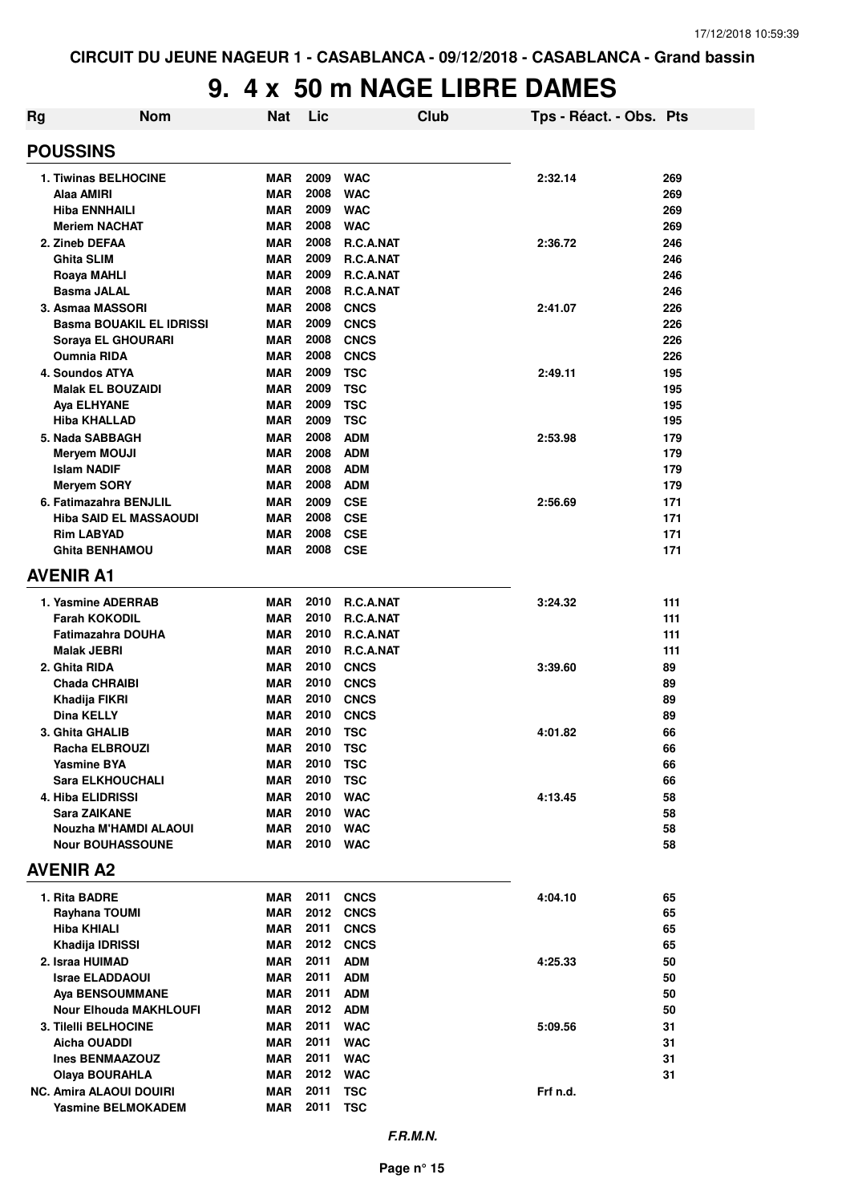CIRCUIT DU JEUNE NAGEUR 1 - CASABLANCA - 09/12/2018 - CASABLANCA - Grand bassin

# 9. 4 x 50 m NAGE LIBRE DAMES

| Rg | Nom | Nat | Lic | Club | Tps - Réact. - Obs. | Pts |
|---|---|---|---|---|---|---|
| **POUSSINS** | | | | | | |
| 1. Tiwinas BELHOCINE | | MAR | 2009 | WAC | 2:32.14 | 269 |
| | Alaa AMIRI | MAR | 2008 | WAC | | 269 |
| | Hiba ENNHAILI | MAR | 2009 | WAC | | 269 |
| | Meriem NACHAT | MAR | 2008 | WAC | | 269 |
| 2. Zineb DEFAA | | MAR | 2008 | R.C.A.NAT | 2:36.72 | 246 |
| | Ghita SLIM | MAR | 2009 | R.C.A.NAT | | 246 |
| | Roaya MAHLI | MAR | 2009 | R.C.A.NAT | | 246 |
| | Basma JALAL | MAR | 2008 | R.C.A.NAT | | 246 |
| 3. Asmaa MASSORI | | MAR | 2008 | CNCS | 2:41.07 | 226 |
| | Basma BOUAKIL EL IDRISSI | MAR | 2009 | CNCS | | 226 |
| | Soraya EL GHOURARI | MAR | 2008 | CNCS | | 226 |
| | Oumnia RIDA | MAR | 2008 | CNCS | | 226 |
| 4. Soundos ATYA | | MAR | 2009 | TSC | 2:49.11 | 195 |
| | Malak EL BOUZAIDI | MAR | 2009 | TSC | | 195 |
| | Aya ELHYANE | MAR | 2009 | TSC | | 195 |
| | Hiba KHALLAD | MAR | 2009 | TSC | | 195 |
| 5. Nada SABBAGH | | MAR | 2008 | ADM | 2:53.98 | 179 |
| | Meryem MOUJI | MAR | 2008 | ADM | | 179 |
| | Islam NADIF | MAR | 2008 | ADM | | 179 |
| | Meryem SORY | MAR | 2008 | ADM | | 179 |
| 6. Fatimazahra BENJLIL | | MAR | 2009 | CSE | 2:56.69 | 171 |
| | Hiba SAID EL MASSAOUDI | MAR | 2008 | CSE | | 171 |
| | Rim LABYAD | MAR | 2008 | CSE | | 171 |
| | Ghita BENHAMOU | MAR | 2008 | CSE | | 171 |
| **AVENIR A1** | | | | | | |
| 1. Yasmine ADERRAB | | MAR | 2010 | R.C.A.NAT | 3:24.32 | 111 |
| | Farah KOKODIL | MAR | 2010 | R.C.A.NAT | | 111 |
| | Fatimazahra DOUHA | MAR | 2010 | R.C.A.NAT | | 111 |
| | Malak JEBRI | MAR | 2010 | R.C.A.NAT | | 111 |
| 2. Ghita RIDA | | MAR | 2010 | CNCS | 3:39.60 | 89 |
| | Chada CHRAIBI | MAR | 2010 | CNCS | | 89 |
| | Khadija FIKRI | MAR | 2010 | CNCS | | 89 |
| | Dina KELLY | MAR | 2010 | CNCS | | 89 |
| 3. Ghita GHALIB | | MAR | 2010 | TSC | 4:01.82 | 66 |
| | Racha ELBROUZI | MAR | 2010 | TSC | | 66 |
| | Yasmine BYA | MAR | 2010 | TSC | | 66 |
| | Sara ELKHOUCHALI | MAR | 2010 | TSC | | 66 |
| 4. Hiba ELIDRISSI | | MAR | 2010 | WAC | 4:13.45 | 58 |
| | Sara ZAIKANE | MAR | 2010 | WAC | | 58 |
| | Nouzha M'HAMDI ALAOUI | MAR | 2010 | WAC | | 58 |
| | Nour BOUHASSOUNE | MAR | 2010 | WAC | | 58 |
| **AVENIR A2** | | | | | | |
| 1. Rita BADRE | | MAR | 2011 | CNCS | 4:04.10 | 65 |
| | Rayhana TOUMI | MAR | 2012 | CNCS | | 65 |
| | Hiba KHIALI | MAR | 2011 | CNCS | | 65 |
| | Khadija IDRISSI | MAR | 2012 | CNCS | | 65 |
| 2. Israa HUIMAD | | MAR | 2011 | ADM | 4:25.33 | 50 |
| | Israe ELADDAOUI | MAR | 2011 | ADM | | 50 |
| | Aya BENSOUMMANE | MAR | 2011 | ADM | | 50 |
| | Nour Elhouda MAKHLOUFI | MAR | 2012 | ADM | | 50 |
| 3. Tilelli BELHOCINE | | MAR | 2011 | WAC | 5:09.56 | 31 |
| | Aicha OUADDI | MAR | 2011 | WAC | | 31 |
| | Ines BENMAAZOUZ | MAR | 2011 | WAC | | 31 |
| | Olaya BOURAHLA | MAR | 2012 | WAC | | 31 |
| NC. Amira ALAOUI DOUIRI | | MAR | 2011 | TSC | Frf n.d. | |
| | Yasmine BELMOKADEM | MAR | 2011 | TSC | | |

*F.R.M.N.*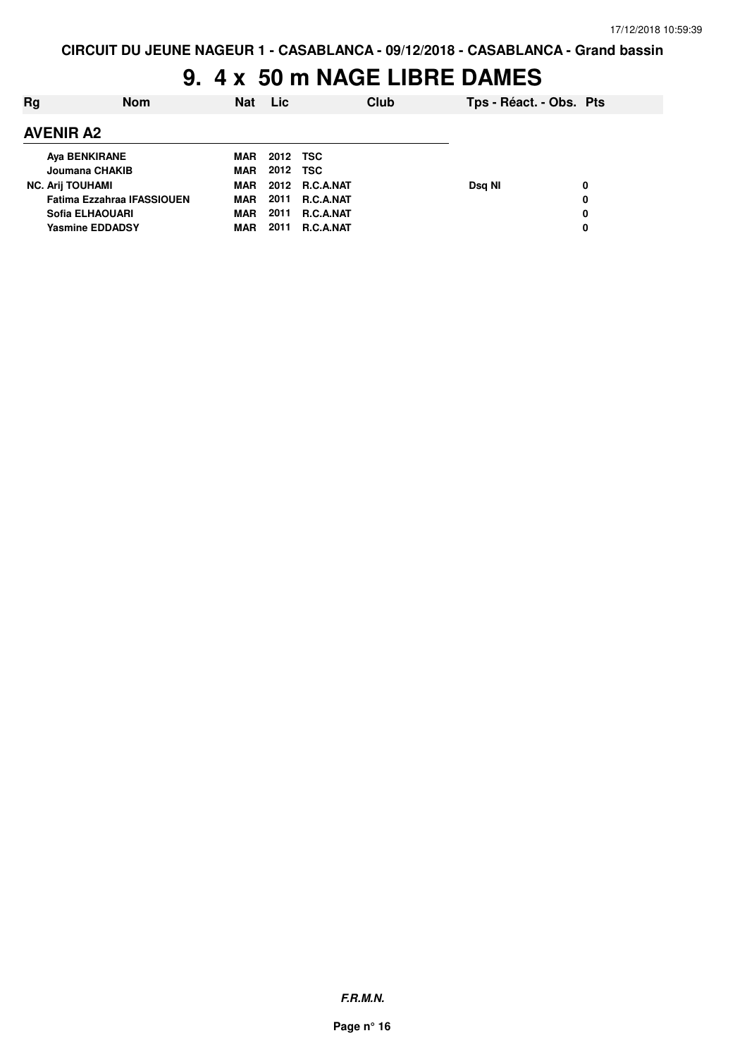**CIRCUIT DU JEUNE NAGEUR 1 - CASABLANCA - 09/12/2018 - CASABLANCA - Grand bassin**

# 9. 4 x 50 m NAGE LIBRE DAMES

| Rg | Nom | Nat | Lic | Club | Tps - Réact. - Obs. | Pts |
|---|---|---|---|---|---|---|
| **AVENIR A2** | | | | | | |
| | Aya BENKIRANE | MAR | 2012 | TSC | | |
| | Joumana CHAKIB | MAR | 2012 | TSC | | |
| NC. | Arij TOUHAMI | MAR | 2012 | R.C.A.NAT | Dsq NI | 0 |
| | Fatima Ezzahraa IFASSIOUEN | MAR | 2011 | R.C.A.NAT | | 0 |
| | Sofia ELHAOUARI | MAR | 2011 | R.C.A.NAT | | 0 |
| | Yasmine EDDADSY | MAR | 2011 | R.C.A.NAT | | 0 |

*F.R.M.N.*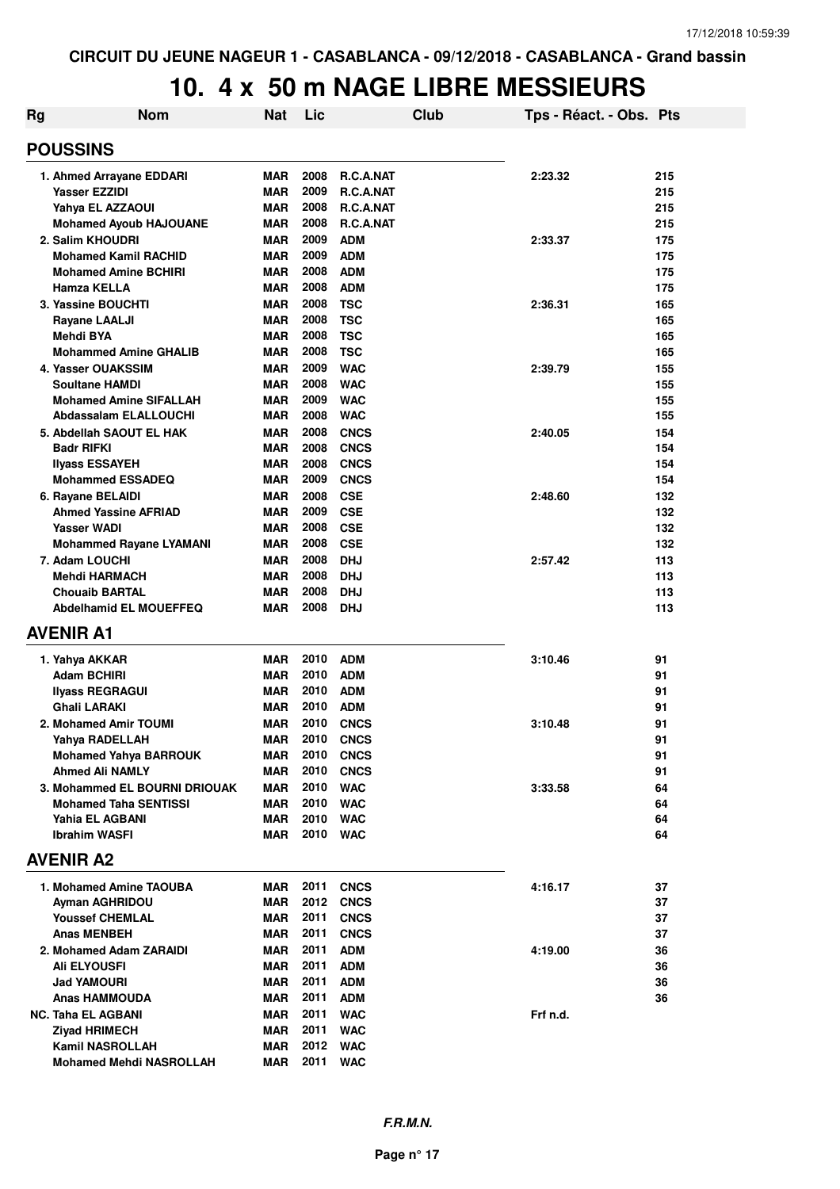CIRCUIT DU JEUNE NAGEUR 1 - CASABLANCA - 09/12/2018 - CASABLANCA - Grand bassin

# 10. 4 x 50 m NAGE LIBRE MESSIEURS

| Rg | Nom | Nat | Lic | Club | Tps - Réact. - Obs. | Pts |
|---|---|---|---|---|---|---|
| **POUSSINS** | | | | | | |
| 1. | Ahmed Arrayane EDDARI | MAR | 2008 | R.C.A.NAT | 2:23.32 | 215 |
| | Yasser EZZIDI | MAR | 2009 | R.C.A.NAT | | 215 |
| | Yahya EL AZZAOUI | MAR | 2008 | R.C.A.NAT | | 215 |
| | Mohamed Ayoub HAJOUANE | MAR | 2008 | R.C.A.NAT | | 215 |
| 2. | Salim KHOUDRI | MAR | 2009 | ADM | 2:33.37 | 175 |
| | Mohamed Kamil RACHID | MAR | 2009 | ADM | | 175 |
| | Mohamed Amine BCHIRI | MAR | 2008 | ADM | | 175 |
| | Hamza KELLA | MAR | 2008 | ADM | | 175 |
| 3. | Yassine BOUCHTI | MAR | 2008 | TSC | 2:36.31 | 165 |
| | Rayane LAALJI | MAR | 2008 | TSC | | 165 |
| | Mehdi BYA | MAR | 2008 | TSC | | 165 |
| | Mohammed Amine GHALIB | MAR | 2008 | TSC | | 165 |
| 4. | Yasser OUAKSSIM | MAR | 2009 | WAC | 2:39.79 | 155 |
| | Soultane HAMDI | MAR | 2008 | WAC | | 155 |
| | Mohamed Amine SIFALLAH | MAR | 2009 | WAC | | 155 |
| | Abdassalam ELALLOUCHI | MAR | 2008 | WAC | | 155 |
| 5. | Abdellah SAOUT EL HAK | MAR | 2008 | CNCS | 2:40.05 | 154 |
| | Badr RIFKI | MAR | 2008 | CNCS | | 154 |
| | Ilyass ESSAYEH | MAR | 2008 | CNCS | | 154 |
| | Mohammed ESSADEQ | MAR | 2009 | CNCS | | 154 |
| 6. | Rayane BELAIDI | MAR | 2008 | CSE | 2:48.60 | 132 |
| | Ahmed Yassine AFRIAD | MAR | 2009 | CSE | | 132 |
| | Yasser WADI | MAR | 2008 | CSE | | 132 |
| | Mohammed Rayane LYAMANI | MAR | 2008 | CSE | | 132 |
| 7. | Adam LOUCHI | MAR | 2008 | DHJ | 2:57.42 | 113 |
| | Mehdi HARMACH | MAR | 2008 | DHJ | | 113 |
| | Chouaib BARTAL | MAR | 2008 | DHJ | | 113 |
| | Abdelhamid EL MOUEFFEQ | MAR | 2008 | DHJ | | 113 |
| **AVENIR A1** | | | | | | |
| 1. | Yahya AKKAR | MAR | 2010 | ADM | 3:10.46 | 91 |
| | Adam BCHIRI | MAR | 2010 | ADM | | 91 |
| | Ilyass REGRAGUI | MAR | 2010 | ADM | | 91 |
| | Ghali LARAKI | MAR | 2010 | ADM | | 91 |
| 2. | Mohamed Amir TOUMI | MAR | 2010 | CNCS | 3:10.48 | 91 |
| | Yahya RADELLAH | MAR | 2010 | CNCS | | 91 |
| | Mohamed Yahya BARROUK | MAR | 2010 | CNCS | | 91 |
| | Ahmed Ali NAMLY | MAR | 2010 | CNCS | | 91 |
| 3. | Mohammed EL BOURNI DRIOUAK | MAR | 2010 | WAC | 3:33.58 | 64 |
| | Mohamed Taha SENTISSI | MAR | 2010 | WAC | | 64 |
| | Yahia EL AGBANI | MAR | 2010 | WAC | | 64 |
| | Ibrahim WASFI | MAR | 2010 | WAC | | 64 |
| **AVENIR A2** | | | | | | |
| 1. | Mohamed Amine TAOUBA | MAR | 2011 | CNCS | 4:16.17 | 37 |
| | Ayman AGHRIDOU | MAR | 2012 | CNCS | | 37 |
| | Youssef CHEMLAL | MAR | 2011 | CNCS | | 37 |
| | Anas MENBEH | MAR | 2011 | CNCS | | 37 |
| 2. | Mohamed Adam ZARAIDI | MAR | 2011 | ADM | 4:19.00 | 36 |
| | Ali ELYOUSFI | MAR | 2011 | ADM | | 36 |
| | Jad YAMOURI | MAR | 2011 | ADM | | 36 |
| | Anas HAMMOUDA | MAR | 2011 | ADM | | 36 |
| NC. | Taha EL AGBANI | MAR | 2011 | WAC | Frf n.d. | |
| | Ziyad HRIMECH | MAR | 2011 | WAC | | |
| | Kamil NASROLLAH | MAR | 2012 | WAC | | |
| | Mohamed Mehdi NASROLLAH | MAR | 2011 | WAC | | |

*F.R.M.N.*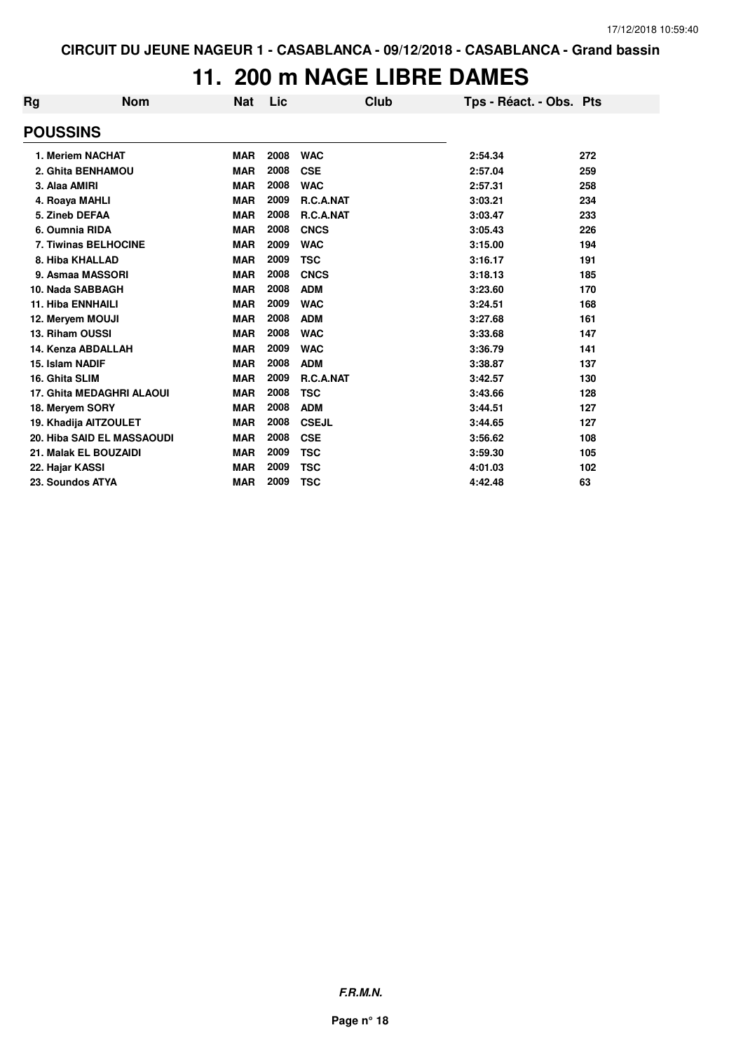CIRCUIT DU JEUNE NAGEUR 1 - CASABLANCA - 09/12/2018 - CASABLANCA - Grand bassin

# 11. 200 m NAGE LIBRE DAMES

| Rg | Nom | Nat | Lic | Club | Tps - Réact. - Obs. | Pts |
|---|---|---|---|---|---|---|
| **POUSSINS** | | | | | | |
| 1. | Meriem NACHAT | MAR | 2008 | WAC | 2:54.34 | 272 |
| 2. | Ghita BENHAMOU | MAR | 2008 | CSE | 2:57.04 | 259 |
| 3. | Alaa AMIRI | MAR | 2008 | WAC | 2:57.31 | 258 |
| 4. | Roaya MAHLI | MAR | 2009 | R.C.A.NAT | 3:03.21 | 234 |
| 5. | Zineb DEFAA | MAR | 2008 | R.C.A.NAT | 3:03.47 | 233 |
| 6. | Oumnia RIDA | MAR | 2008 | CNCS | 3:05.43 | 226 |
| 7. | Tiwinas BELHOCINE | MAR | 2009 | WAC | 3:15.00 | 194 |
| 8. | Hiba KHALLAD | MAR | 2009 | TSC | 3:16.17 | 191 |
| 9. | Asmaa MASSORI | MAR | 2008 | CNCS | 3:18.13 | 185 |
| 10. | Nada SABBAGH | MAR | 2008 | ADM | 3:23.60 | 170 |
| 11. | Hiba ENNHAILI | MAR | 2009 | WAC | 3:24.51 | 168 |
| 12. | Meryem MOUJI | MAR | 2008 | ADM | 3:27.68 | 161 |
| 13. | Riham OUSSI | MAR | 2008 | WAC | 3:33.68 | 147 |
| 14. | Kenza ABDALLAH | MAR | 2009 | WAC | 3:36.79 | 141 |
| 15. | Islam NADIF | MAR | 2008 | ADM | 3:38.87 | 137 |
| 16. | Ghita SLIM | MAR | 2009 | R.C.A.NAT | 3:42.57 | 130 |
| 17. | Ghita MEDAGHRI ALAOUI | MAR | 2008 | TSC | 3:43.66 | 128 |
| 18. | Meryem SORY | MAR | 2008 | ADM | 3:44.51 | 127 |
| 19. | Khadija AITZOULET | MAR | 2008 | CSEJL | 3:44.65 | 127 |
| 20. | Hiba SAID EL MASSAOUDI | MAR | 2008 | CSE | 3:56.62 | 108 |
| 21. | Malak EL BOUZAIDI | MAR | 2009 | TSC | 3:59.30 | 105 |
| 22. | Hajar KASSI | MAR | 2009 | TSC | 4:01.03 | 102 |
| 23. | Soundos ATYA | MAR | 2009 | TSC | 4:42.48 | 63 |

*F.R.M.N.*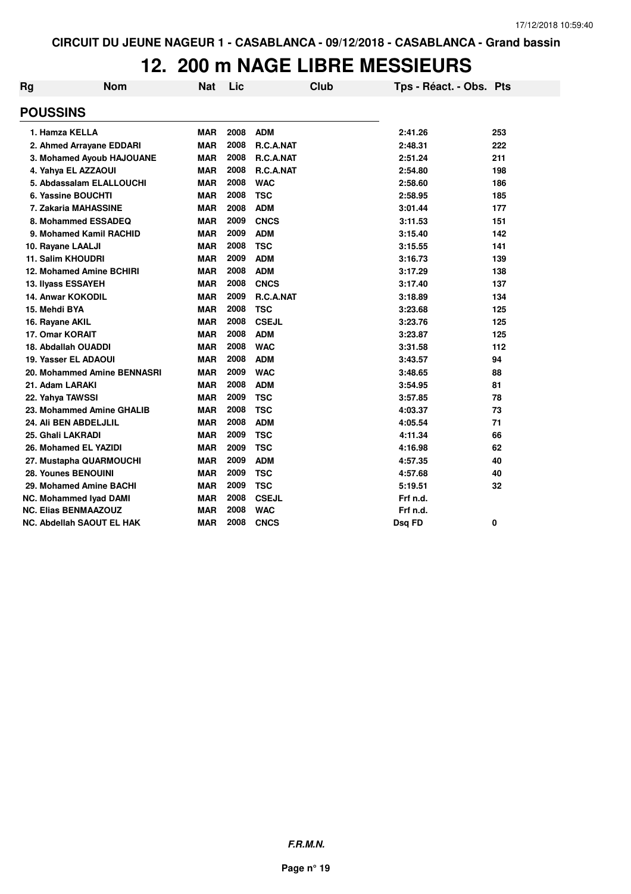CIRCUIT DU JEUNE NAGEUR 1 - CASABLANCA - 09/12/2018 - CASABLANCA - Grand bassin

# 12. 200 m NAGE LIBRE MESSIEURS

| Rg | Nom | Nat | Lic | Club | Tps - Réact. - Obs. | Pts |
|---|---|---|---|---|---|---|
| **POUSSINS** | | | | | | |
| 1. | Hamza KELLA | MAR | 2008 | ADM | 2:41.26 | 253 |
| 2. | Ahmed Arrayane EDDARI | MAR | 2008 | R.C.A.NAT | 2:48.31 | 222 |
| 3. | Mohamed Ayoub HAJOUANE | MAR | 2008 | R.C.A.NAT | 2:51.24 | 211 |
| 4. | Yahya EL AZZAOUI | MAR | 2008 | R.C.A.NAT | 2:54.80 | 198 |
| 5. | Abdassalam ELALLOUCHI | MAR | 2008 | WAC | 2:58.60 | 186 |
| 6. | Yassine BOUCHTI | MAR | 2008 | TSC | 2:58.95 | 185 |
| 7. | Zakaria MAHASSINE | MAR | 2008 | ADM | 3:01.44 | 177 |
| 8. | Mohammed ESSADEQ | MAR | 2009 | CNCS | 3:11.53 | 151 |
| 9. | Mohamed Kamil RACHID | MAR | 2009 | ADM | 3:15.40 | 142 |
| 10. | Rayane LAALJI | MAR | 2008 | TSC | 3:15.55 | 141 |
| 11. | Salim KHOUDRI | MAR | 2009 | ADM | 3:16.73 | 139 |
| 12. | Mohamed Amine BCHIRI | MAR | 2008 | ADM | 3:17.29 | 138 |
| 13. | Ilyass ESSAYEH | MAR | 2008 | CNCS | 3:17.40 | 137 |
| 14. | Anwar KOKODIL | MAR | 2009 | R.C.A.NAT | 3:18.89 | 134 |
| 15. | Mehdi BYA | MAR | 2008 | TSC | 3:23.68 | 125 |
| 16. | Rayane AKIL | MAR | 2008 | CSEJL | 3:23.76 | 125 |
| 17. | Omar KORAIT | MAR | 2008 | ADM | 3:23.87 | 125 |
| 18. | Abdallah OUADDI | MAR | 2008 | WAC | 3:31.58 | 112 |
| 19. | Yasser EL ADAOUI | MAR | 2008 | ADM | 3:43.57 | 94 |
| 20. | Mohammed Amine BENNASRI | MAR | 2009 | WAC | 3:48.65 | 88 |
| 21. | Adam LARAKI | MAR | 2008 | ADM | 3:54.95 | 81 |
| 22. | Yahya TAWSSI | MAR | 2009 | TSC | 3:57.85 | 78 |
| 23. | Mohammed Amine GHALIB | MAR | 2008 | TSC | 4:03.37 | 73 |
| 24. | Ali BEN ABDELJLIL | MAR | 2008 | ADM | 4:05.54 | 71 |
| 25. | Ghali LAKRADI | MAR | 2009 | TSC | 4:11.34 | 66 |
| 26. | Mohamed EL YAZIDI | MAR | 2009 | TSC | 4:16.98 | 62 |
| 27. | Mustapha QUARMOUCHI | MAR | 2009 | ADM | 4:57.35 | 40 |
| 28. | Younes BENOUINI | MAR | 2009 | TSC | 4:57.68 | 40 |
| 29. | Mohamed Amine BACHI | MAR | 2009 | TSC | 5:19.51 | 32 |
| NC. | Mohammed Iyad DAMI | MAR | 2008 | CSEJL | Frf n.d. | |
| NC. | Elias BENMAAZOUZ | MAR | 2008 | WAC | Frf n.d. | |
| NC. | Abdellah SAOUT EL HAK | MAR | 2008 | CNCS | Dsq FD | 0 |

*F.R.M.N.*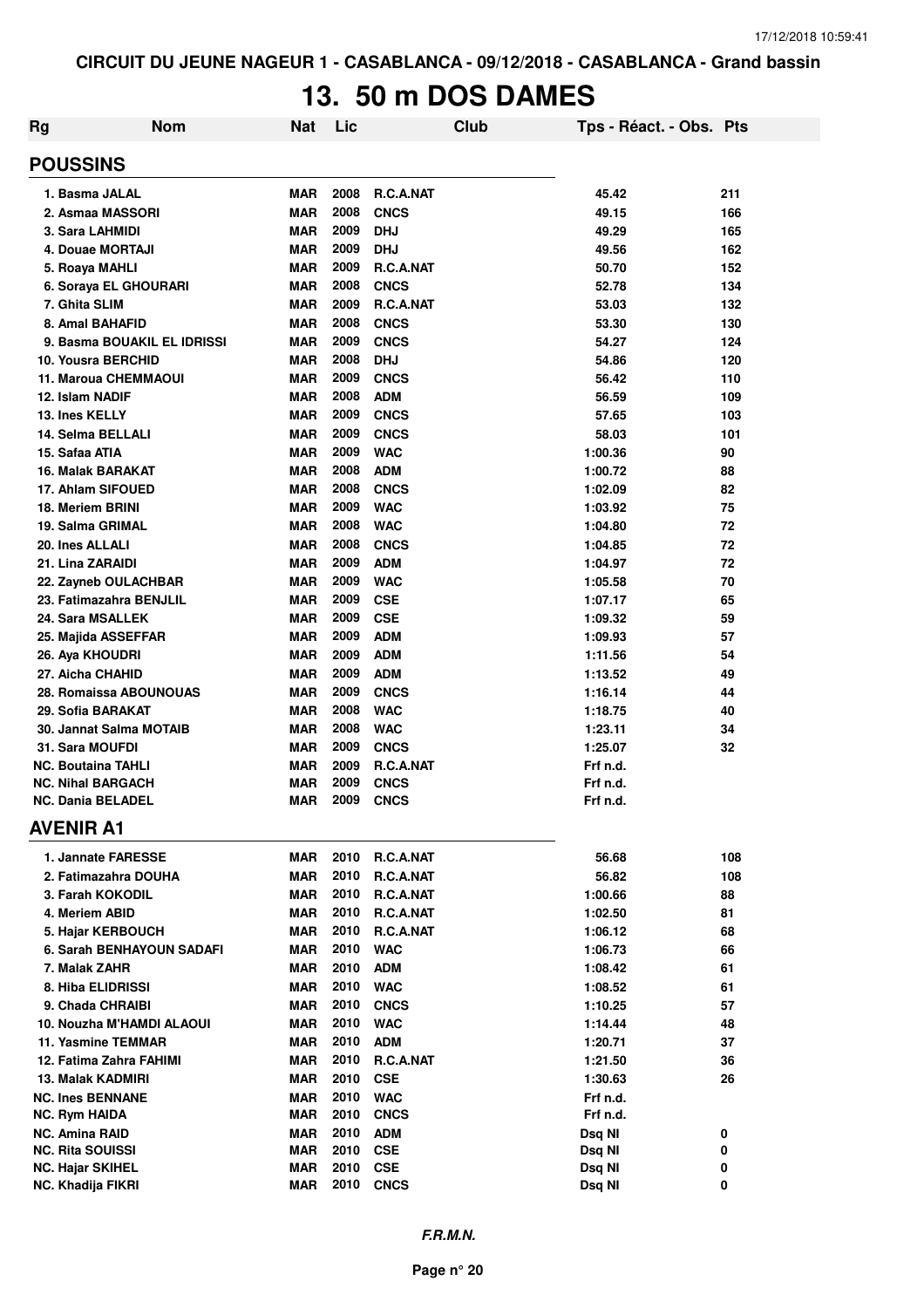CIRCUIT DU JEUNE NAGEUR 1 - CASABLANCA - 09/12/2018 - CASABLANCA - Grand bassin

# 13. 50 m DOS DAMES

| Rg | Nom | Nat | Lic | Club | Tps - Réact. - Obs. | Pts |
|---|---|---|---|---|---|---|
| **POUSSINS** | | | | | | |
| 1. Basma JALAL | | MAR | 2008 | R.C.A.NAT | 45.42 | 211 |
| 2. Asmaa MASSORI | | MAR | 2008 | CNCS | 49.15 | 166 |
| 3. Sara LAHMIDI | | MAR | 2009 | DHJ | 49.29 | 165 |
| 4. Douae MORTAJI | | MAR | 2009 | DHJ | 49.56 | 162 |
| 5. Roaya MAHLI | | MAR | 2009 | R.C.A.NAT | 50.70 | 152 |
| 6. Soraya EL GHOURARI | | MAR | 2008 | CNCS | 52.78 | 134 |
| 7. Ghita SLIM | | MAR | 2009 | R.C.A.NAT | 53.03 | 132 |
| 8. Amal BAHAFID | | MAR | 2008 | CNCS | 53.30 | 130 |
| 9. Basma BOUAKIL EL IDRISSI | | MAR | 2009 | CNCS | 54.27 | 124 |
| 10. Yousra BERCHID | | MAR | 2008 | DHJ | 54.86 | 120 |
| 11. Maroua CHEMMAOUI | | MAR | 2009 | CNCS | 56.42 | 110 |
| 12. Islam NADIF | | MAR | 2008 | ADM | 56.59 | 109 |
| 13. Ines KELLY | | MAR | 2009 | CNCS | 57.65 | 103 |
| 14. Selma BELLALI | | MAR | 2009 | CNCS | 58.03 | 101 |
| 15. Safaa ATIA | | MAR | 2009 | WAC | 1:00.36 | 90 |
| 16. Malak BARAKAT | | MAR | 2008 | ADM | 1:00.72 | 88 |
| 17. Ahlam SIFOUED | | MAR | 2008 | CNCS | 1:02.09 | 82 |
| 18. Meriem BRINI | | MAR | 2009 | WAC | 1:03.92 | 75 |
| 19. Salma GRIMAL | | MAR | 2008 | WAC | 1:04.80 | 72 |
| 20. Ines ALLALI | | MAR | 2008 | CNCS | 1:04.85 | 72 |
| 21. Lina ZARAIDI | | MAR | 2009 | ADM | 1:04.97 | 72 |
| 22. Zayneb OULACHBAR | | MAR | 2009 | WAC | 1:05.58 | 70 |
| 23. Fatimazahra BENJLIL | | MAR | 2009 | CSE | 1:07.17 | 65 |
| 24. Sara MSALLEK | | MAR | 2009 | CSE | 1:09.32 | 59 |
| 25. Majida ASSEFFAR | | MAR | 2009 | ADM | 1:09.93 | 57 |
| 26. Aya KHOUDRI | | MAR | 2009 | ADM | 1:11.56 | 54 |
| 27. Aicha CHAHID | | MAR | 2009 | ADM | 1:13.52 | 49 |
| 28. Romaissa ABOUNOUAS | | MAR | 2009 | CNCS | 1:16.14 | 44 |
| 29. Sofia BARAKAT | | MAR | 2008 | WAC | 1:18.75 | 40 |
| 30. Jannat Salma MOTAIB | | MAR | 2008 | WAC | 1:23.11 | 34 |
| 31. Sara MOUFDI | | MAR | 2009 | CNCS | 1:25.07 | 32 |
| NC. Boutaina TAHLI | | MAR | 2009 | R.C.A.NAT | Frf n.d. | |
| NC. Nihal BARGACH | | MAR | 2009 | CNCS | Frf n.d. | |
| NC. Dania BELADEL | | MAR | 2009 | CNCS | Frf n.d. | |
| **AVENIR A1** | | | | | | |
| 1. Jannate FARESSE | | MAR | 2010 | R.C.A.NAT | 56.68 | 108 |
| 2. Fatimazahra DOUHA | | MAR | 2010 | R.C.A.NAT | 56.82 | 108 |
| 3. Farah KOKODIL | | MAR | 2010 | R.C.A.NAT | 1:00.66 | 88 |
| 4. Meriem ABID | | MAR | 2010 | R.C.A.NAT | 1:02.50 | 81 |
| 5. Hajar KERBOUCH | | MAR | 2010 | R.C.A.NAT | 1:06.12 | 68 |
| 6. Sarah BENHAYOUN SADAFI | | MAR | 2010 | WAC | 1:06.73 | 66 |
| 7. Malak ZAHR | | MAR | 2010 | ADM | 1:08.42 | 61 |
| 8. Hiba ELIDRISSI | | MAR | 2010 | WAC | 1:08.52 | 61 |
| 9. Chada CHRAIBI | | MAR | 2010 | CNCS | 1:10.25 | 57 |
| 10. Nouzha M'HAMDI ALAOUI | | MAR | 2010 | WAC | 1:14.44 | 48 |
| 11. Yasmine TEMMAR | | MAR | 2010 | ADM | 1:20.71 | 37 |
| 12. Fatima Zahra FAHIMI | | MAR | 2010 | R.C.A.NAT | 1:21.50 | 36 |
| 13. Malak KADMIRI | | MAR | 2010 | CSE | 1:30.63 | 26 |
| NC. Ines BENNANE | | MAR | 2010 | WAC | Frf n.d. | |
| NC. Rym HAIDA | | MAR | 2010 | CNCS | Frf n.d. | |
| NC. Amina RAID | | MAR | 2010 | ADM | Dsq NI | 0 |
| NC. Rita SOUISSI | | MAR | 2010 | CSE | Dsq NI | 0 |
| NC. Hajar SKIHEL | | MAR | 2010 | CSE | Dsq NI | 0 |
| NC. Khadija FIKRI | | MAR | 2010 | CNCS | Dsq NI | 0 |

*F.R.M.N.*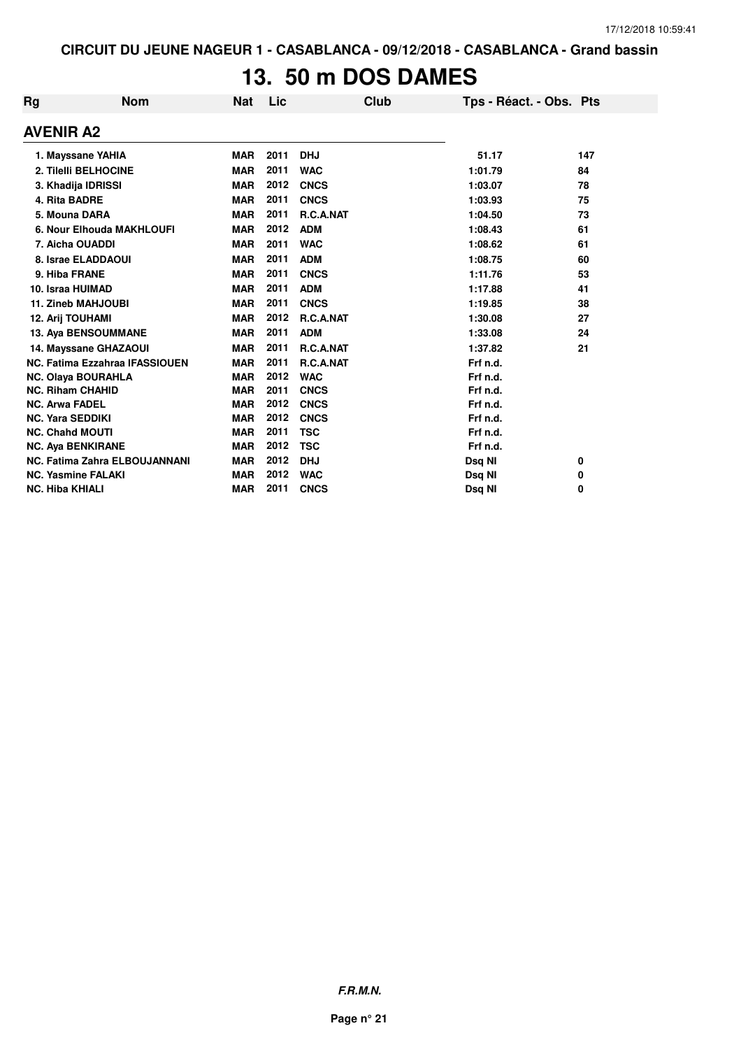CIRCUIT DU JEUNE NAGEUR 1 - CASABLANCA - 09/12/2018 - CASABLANCA - Grand bassin

# 13. 50 m DOS DAMES

| Rg | Nom | Nat | Lic | Club | Tps - Réact. - Obs. | Pts |
|---|---|---|---|---|---|---|
| **AVENIR A2** | | | | | | |
| 1. | Mayssane YAHIA | MAR | 2011 | DHJ | 51.17 | 147 |
| 2. | Tilelli BELHOCINE | MAR | 2011 | WAC | 1:01.79 | 84 |
| 3. | Khadija IDRISSI | MAR | 2012 | CNCS | 1:03.07 | 78 |
| 4. | Rita BADRE | MAR | 2011 | CNCS | 1:03.93 | 75 |
| 5. | Mouna DARA | MAR | 2011 | R.C.A.NAT | 1:04.50 | 73 |
| 6. | Nour Elhouda MAKHLOUFI | MAR | 2012 | ADM | 1:08.43 | 61 |
| 7. | Aicha OUADDI | MAR | 2011 | WAC | 1:08.62 | 61 |
| 8. | Israe ELADDAOUI | MAR | 2011 | ADM | 1:08.75 | 60 |
| 9. | Hiba FRANE | MAR | 2011 | CNCS | 1:11.76 | 53 |
| 10. | Israa HUIMAD | MAR | 2011 | ADM | 1:17.88 | 41 |
| 11. | Zineb MAHJOUBI | MAR | 2011 | CNCS | 1:19.85 | 38 |
| 12. | Arij TOUHAMI | MAR | 2012 | R.C.A.NAT | 1:30.08 | 27 |
| 13. | Aya BENSOUMMANE | MAR | 2011 | ADM | 1:33.08 | 24 |
| 14. | Mayssane GHAZAOUI | MAR | 2011 | R.C.A.NAT | 1:37.82 | 21 |
| NC. | Fatima Ezzahraa IFASSIOUEN | MAR | 2011 | R.C.A.NAT | Frf n.d. | |
| NC. | Olaya BOURAHLA | MAR | 2012 | WAC | Frf n.d. | |
| NC. | Riham CHAHID | MAR | 2011 | CNCS | Frf n.d. | |
| NC. | Arwa FADEL | MAR | 2012 | CNCS | Frf n.d. | |
| NC. | Yara SEDDIKI | MAR | 2012 | CNCS | Frf n.d. | |
| NC. | Chahd MOUTI | MAR | 2011 | TSC | Frf n.d. | |
| NC. | Aya BENKIRANE | MAR | 2012 | TSC | Frf n.d. | |
| NC. | Fatima Zahra ELBOUJANNANI | MAR | 2012 | DHJ | Dsq NI | 0 |
| NC. | Yasmine FALAKI | MAR | 2012 | WAC | Dsq NI | 0 |
| NC. | Hiba KHIALI | MAR | 2011 | CNCS | Dsq NI | 0 |

*F.R.M.N.*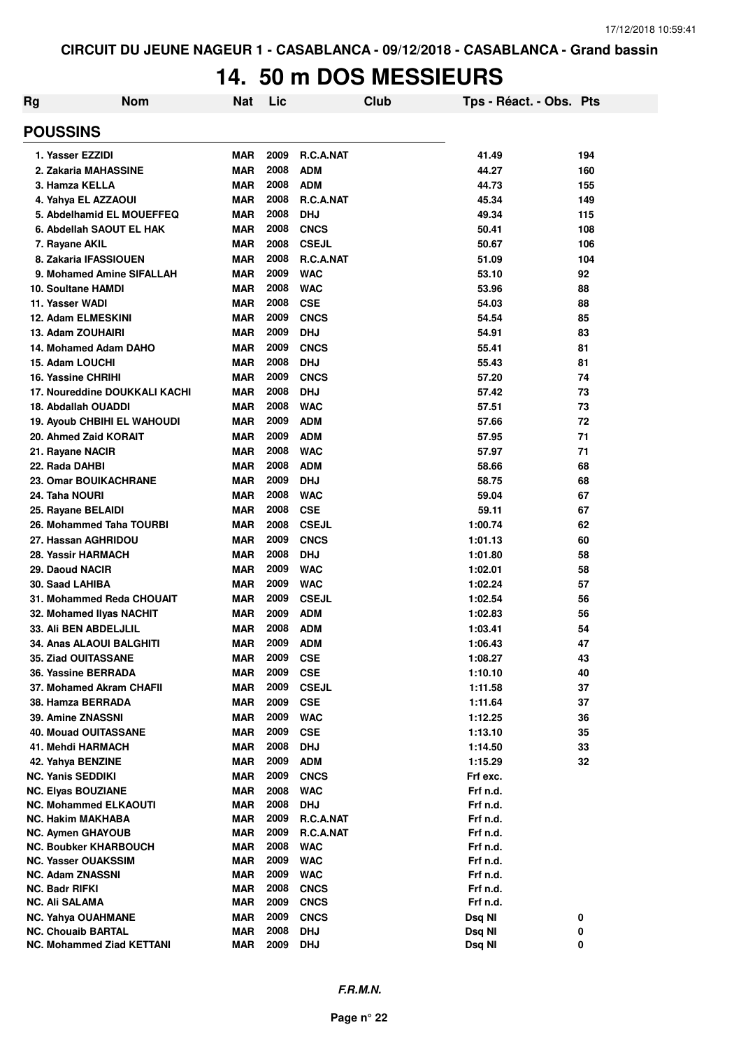CIRCUIT DU JEUNE NAGEUR 1 - CASABLANCA - 09/12/2018 - CASABLANCA - Grand bassin

# 14. 50 m DOS MESSIEURS

| Rg | Nom | Nat | Lic | Club | Tps - Réact. - Obs. | Pts |
|---|---|---|---|---|---|---|
| **POUSSINS** | | | | | | |
| 1. | Yasser EZZIDI | MAR | 2009 | R.C.A.NAT | 41.49 | 194 |
| 2. | Zakaria MAHASSINE | MAR | 2008 | ADM | 44.27 | 160 |
| 3. | Hamza KELLA | MAR | 2008 | ADM | 44.73 | 155 |
| 4. | Yahya EL AZZAOUI | MAR | 2008 | R.C.A.NAT | 45.34 | 149 |
| 5. | Abdelhamid EL MOUEFFEQ | MAR | 2008 | DHJ | 49.34 | 115 |
| 6. | Abdellah SAOUT EL HAK | MAR | 2008 | CNCS | 50.41 | 108 |
| 7. | Rayane AKIL | MAR | 2008 | CSEJL | 50.67 | 106 |
| 8. | Zakaria IFASSIOUEN | MAR | 2008 | R.C.A.NAT | 51.09 | 104 |
| 9. | Mohamed Amine SIFALLAH | MAR | 2009 | WAC | 53.10 | 92 |
| 10. | Soultane HAMDI | MAR | 2008 | WAC | 53.96 | 88 |
| 11. | Yasser WADI | MAR | 2008 | CSE | 54.03 | 88 |
| 12. | Adam ELMESKINI | MAR | 2009 | CNCS | 54.54 | 85 |
| 13. | Adam ZOUHAIRI | MAR | 2009 | DHJ | 54.91 | 83 |
| 14. | Mohamed Adam DAHO | MAR | 2009 | CNCS | 55.41 | 81 |
| 15. | Adam LOUCHI | MAR | 2008 | DHJ | 55.43 | 81 |
| 16. | Yassine CHRIHI | MAR | 2009 | CNCS | 57.20 | 74 |
| 17. | Noureddine DOUKKALI KACHI | MAR | 2008 | DHJ | 57.42 | 73 |
| 18. | Abdallah OUADDI | MAR | 2008 | WAC | 57.51 | 73 |
| 19. | Ayoub CHBIHI EL WAHOUDI | MAR | 2009 | ADM | 57.66 | 72 |
| 20. | Ahmed Zaid KORAIT | MAR | 2009 | ADM | 57.95 | 71 |
| 21. | Rayane NACIR | MAR | 2008 | WAC | 57.97 | 71 |
| 22. | Rada DAHBI | MAR | 2008 | ADM | 58.66 | 68 |
| 23. | Omar BOUIKACHRANE | MAR | 2009 | DHJ | 58.75 | 68 |
| 24. | Taha NOURI | MAR | 2008 | WAC | 59.04 | 67 |
| 25. | Rayane BELAIDI | MAR | 2008 | CSE | 59.11 | 67 |
| 26. | Mohammed Taha TOURBI | MAR | 2008 | CSEJL | 1:00.74 | 62 |
| 27. | Hassan AGHRIDOU | MAR | 2009 | CNCS | 1:01.13 | 60 |
| 28. | Yassir HARMACH | MAR | 2008 | DHJ | 1:01.80 | 58 |
| 29. | Daoud NACIR | MAR | 2009 | WAC | 1:02.01 | 58 |
| 30. | Saad LAHIBA | MAR | 2009 | WAC | 1:02.24 | 57 |
| 31. | Mohammed Reda CHOUAIT | MAR | 2009 | CSEJL | 1:02.54 | 56 |
| 32. | Mohamed Ilyas NACHIT | MAR | 2009 | ADM | 1:02.83 | 56 |
| 33. | Ali BEN ABDELJLIL | MAR | 2008 | ADM | 1:03.41 | 54 |
| 34. | Anas ALAOUI BALGHITI | MAR | 2009 | ADM | 1:06.43 | 47 |
| 35. | Ziad OUITASSANE | MAR | 2009 | CSE | 1:08.27 | 43 |
| 36. | Yassine BERRADA | MAR | 2009 | CSE | 1:10.10 | 40 |
| 37. | Mohamed Akram CHAFII | MAR | 2009 | CSEJL | 1:11.58 | 37 |
| 38. | Hamza BERRADA | MAR | 2009 | CSE | 1:11.64 | 37 |
| 39. | Amine ZNASSNI | MAR | 2009 | WAC | 1:12.25 | 36 |
| 40. | Mouad OUITASSANE | MAR | 2009 | CSE | 1:13.10 | 35 |
| 41. | Mehdi HARMACH | MAR | 2008 | DHJ | 1:14.50 | 33 |
| 42. | Yahya BENZINE | MAR | 2009 | ADM | 1:15.29 | 32 |
| NC. | Yanis SEDDIKI | MAR | 2009 | CNCS | Frf exc. | |
| NC. | Elyas BOUZIANE | MAR | 2008 | WAC | Frf n.d. | |
| NC. | Mohammed ELKAOUTI | MAR | 2008 | DHJ | Frf n.d. | |
| NC. | Hakim MAKHABA | MAR | 2009 | R.C.A.NAT | Frf n.d. | |
| NC. | Aymen GHAYOUB | MAR | 2009 | R.C.A.NAT | Frf n.d. | |
| NC. | Boubker KHARBOUCH | MAR | 2008 | WAC | Frf n.d. | |
| NC. | Yasser OUAKSSIM | MAR | 2009 | WAC | Frf n.d. | |
| NC. | Adam ZNASSNI | MAR | 2009 | WAC | Frf n.d. | |
| NC. | Badr RIFKI | MAR | 2008 | CNCS | Frf n.d. | |
| NC. | Ali SALAMA | MAR | 2009 | CNCS | Frf n.d. | |
| NC. | Yahya OUAHMANE | MAR | 2009 | CNCS | Dsq NI | 0 |
| NC. | Chouaib BARTAL | MAR | 2008 | DHJ | Dsq NI | 0 |
| NC. | Mohammed Ziad KETTANI | MAR | 2009 | DHJ | Dsq NI | 0 |

*F.R.M.N.*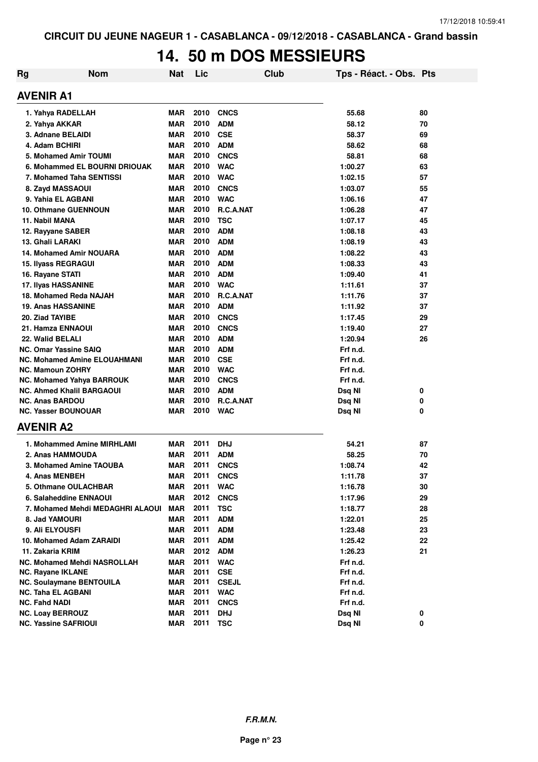CIRCUIT DU JEUNE NAGEUR 1 - CASABLANCA - 09/12/2018 - CASABLANCA - Grand bassin

# 14. 50 m DOS MESSIEURS

| Rg | Nom | Nat | Lic | Club | Tps - Réact. - Obs. | Pts |
|---|---|---|---|---|---|---|
| **AVENIR A1** | | | | | | |
| 1. | Yahya RADELLAH | MAR | 2010 | CNCS | 55.68 | 80 |
| 2. | Yahya AKKAR | MAR | 2010 | ADM | 58.12 | 70 |
| 3. | Adnane BELAIDI | MAR | 2010 | CSE | 58.37 | 69 |
| 4. | Adam BCHIRI | MAR | 2010 | ADM | 58.62 | 68 |
| 5. | Mohamed Amir TOUMI | MAR | 2010 | CNCS | 58.81 | 68 |
| 6. | Mohammed EL BOURNI DRIOUAK | MAR | 2010 | WAC | 1:00.27 | 63 |
| 7. | Mohamed Taha SENTISSI | MAR | 2010 | WAC | 1:02.15 | 57 |
| 8. | Zayd MASSAOUI | MAR | 2010 | CNCS | 1:03.07 | 55 |
| 9. | Yahia EL AGBANI | MAR | 2010 | WAC | 1:06.16 | 47 |
| 10. | Othmane GUENNOUN | MAR | 2010 | R.C.A.NAT | 1:06.28 | 47 |
| 11. | Nabil MANA | MAR | 2010 | TSC | 1:07.17 | 45 |
| 12. | Rayyane SABER | MAR | 2010 | ADM | 1:08.18 | 43 |
| 13. | Ghali LARAKI | MAR | 2010 | ADM | 1:08.19 | 43 |
| 14. | Mohamed Amir NOUARA | MAR | 2010 | ADM | 1:08.22 | 43 |
| 15. | Ilyass REGRAGUI | MAR | 2010 | ADM | 1:08.33 | 43 |
| 16. | Rayane STATI | MAR | 2010 | ADM | 1:09.40 | 41 |
| 17. | Ilyas HASSANINE | MAR | 2010 | WAC | 1:11.61 | 37 |
| 18. | Mohamed Reda NAJAH | MAR | 2010 | R.C.A.NAT | 1:11.76 | 37 |
| 19. | Anas HASSANINE | MAR | 2010 | ADM | 1:11.92 | 37 |
| 20. | Ziad TAYIBE | MAR | 2010 | CNCS | 1:17.45 | 29 |
| 21. | Hamza ENNAOUI | MAR | 2010 | CNCS | 1:19.40 | 27 |
| 22. | Walid BELALI | MAR | 2010 | ADM | 1:20.94 | 26 |
| NC. | Omar Yassine SAIQ | MAR | 2010 | ADM | Frf n.d. | |
| NC. | Mohamed Amine ELOUAHMANI | MAR | 2010 | CSE | Frf n.d. | |
| NC. | Mamoun ZOHRY | MAR | 2010 | WAC | Frf n.d. | |
| NC. | Mohamed Yahya BARROUK | MAR | 2010 | CNCS | Frf n.d. | |
| NC. | Ahmed Khalil BARGAOUI | MAR | 2010 | ADM | Dsq NI | 0 |
| NC. | Anas BARDOU | MAR | 2010 | R.C.A.NAT | Dsq NI | 0 |
| NC. | Yasser BOUNOUAR | MAR | 2010 | WAC | Dsq NI | 0 |
| **AVENIR A2** | | | | | | |
| 1. | Mohammed Amine MIRHLAMI | MAR | 2011 | DHJ | 54.21 | 87 |
| 2. | Anas HAMMOUDA | MAR | 2011 | ADM | 58.25 | 70 |
| 3. | Mohamed Amine TAOUBA | MAR | 2011 | CNCS | 1:08.74 | 42 |
| 4. | Anas MENBEH | MAR | 2011 | CNCS | 1:11.78 | 37 |
| 5. | Othmane OULACHBAR | MAR | 2011 | WAC | 1:16.78 | 30 |
| 6. | Salaheddine ENNAOUI | MAR | 2012 | CNCS | 1:17.96 | 29 |
| 7. | Mohamed Mehdi MEDAGHRI ALAOUI | MAR | 2011 | TSC | 1:18.77 | 28 |
| 8. | Jad YAMOURI | MAR | 2011 | ADM | 1:22.01 | 25 |
| 9. | Ali ELYOUSFI | MAR | 2011 | ADM | 1:23.48 | 23 |
| 10. | Mohamed Adam ZARAIDI | MAR | 2011 | ADM | 1:25.42 | 22 |
| 11. | Zakaria KRIM | MAR | 2012 | ADM | 1:26.23 | 21 |
| NC. | Mohamed Mehdi NASROLLAH | MAR | 2011 | WAC | Frf n.d. | |
| NC. | Rayane IKLANE | MAR | 2011 | CSE | Frf n.d. | |
| NC. | Soulaymane BENTOUILA | MAR | 2011 | CSEJL | Frf n.d. | |
| NC. | Taha EL AGBANI | MAR | 2011 | WAC | Frf n.d. | |
| NC. | Fahd NADI | MAR | 2011 | CNCS | Frf n.d. | |
| NC. | Loay BERROUZ | MAR | 2011 | DHJ | Dsq NI | 0 |
| NC. | Yassine SAFRIOUI | MAR | 2011 | TSC | Dsq NI | 0 |

***F.R.M.N.***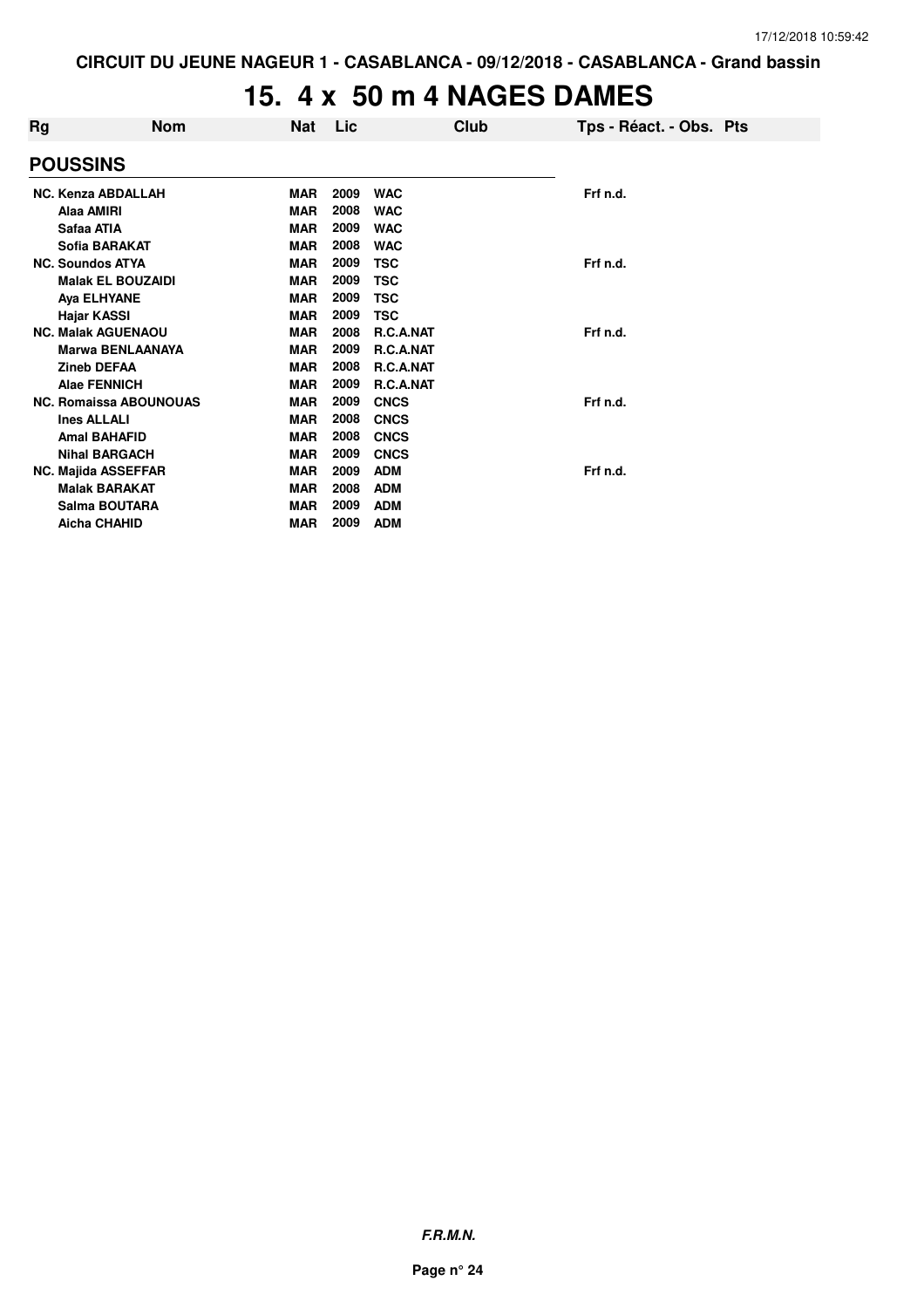CIRCUIT DU JEUNE NAGEUR 1 - CASABLANCA - 09/12/2018 - CASABLANCA - Grand bassin

# 15. 4 x 50 m 4 NAGES DAMES

| Rg | Nom | Nat | Lic | Club | Tps - Réact. - Obs. Pts |
|---|---|---|---|---|---|
| **POUSSINS** | | | | | |
| NC. | Kenza ABDALLAH | MAR | 2009 | WAC | Frf n.d. |
| | Alaa AMIRI | MAR | 2008 | WAC | |
| | Safaa ATIA | MAR | 2009 | WAC | |
| | Sofia BARAKAT | MAR | 2008 | WAC | |
| NC. | Soundos ATYA | MAR | 2009 | TSC | Frf n.d. |
| | Malak EL BOUZAIDI | MAR | 2009 | TSC | |
| | Aya ELHYANE | MAR | 2009 | TSC | |
| | Hajar KASSI | MAR | 2009 | TSC | |
| NC. | Malak AGUENAOU | MAR | 2008 | R.C.A.NAT | Frf n.d. |
| | Marwa BENLAANAYA | MAR | 2009 | R.C.A.NAT | |
| | Zineb DEFAA | MAR | 2008 | R.C.A.NAT | |
| | Alae FENNICH | MAR | 2009 | R.C.A.NAT | |
| NC. | Romaissa ABOUNOUAS | MAR | 2009 | CNCS | Frf n.d. |
| | Ines ALLALI | MAR | 2008 | CNCS | |
| | Amal BAHAFID | MAR | 2008 | CNCS | |
| | Nihal BARGACH | MAR | 2009 | CNCS | |
| NC. | Majida ASSEFFAR | MAR | 2009 | ADM | Frf n.d. |
| | Malak BARAKAT | MAR | 2008 | ADM | |
| | Salma BOUTARA | MAR | 2009 | ADM | |
| | Aicha CHAHID | MAR | 2009 | ADM | |

*F.R.M.N.*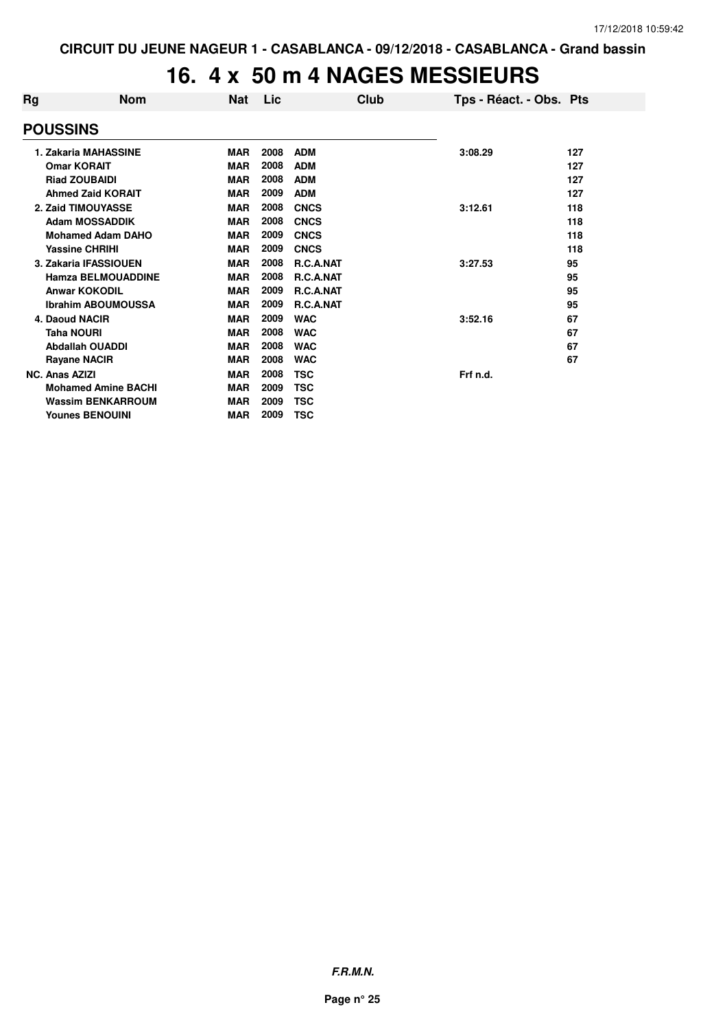# 16. 4 x 50 m 4 NAGES MESSIEURS

| Rg | Nom | Nat | Lic | Club | Tps - Réact. - Obs. | Pts |
|---|---|---|---|---|---|---|
| **POUSSINS** | | | | | | |
| 1. | Zakaria MAHASSINE | MAR | 2008 | ADM | 3:08.29 | 127 |
| | Omar KORAIT | MAR | 2008 | ADM | | 127 |
| | Riad ZOUBAIDI | MAR | 2008 | ADM | | 127 |
| | Ahmed Zaid KORAIT | MAR | 2009 | ADM | | 127 |
| 2. | Zaid TIMOUYASSE | MAR | 2008 | CNCS | 3:12.61 | 118 |
| | Adam MOSSADDIK | MAR | 2008 | CNCS | | 118 |
| | Mohamed Adam DAHO | MAR | 2009 | CNCS | | 118 |
| | Yassine CHRIHI | MAR | 2009 | CNCS | | 118 |
| 3. | Zakaria IFASSIOUEN | MAR | 2008 | R.C.A.NAT | 3:27.53 | 95 |
| | Hamza BELMOUADDINE | MAR | 2008 | R.C.A.NAT | | 95 |
| | Anwar KOKODIL | MAR | 2009 | R.C.A.NAT | | 95 |
| | Ibrahim ABOUMOUSSA | MAR | 2009 | R.C.A.NAT | | 95 |
| 4. | Daoud NACIR | MAR | 2009 | WAC | 3:52.16 | 67 |
| | Taha NOURI | MAR | 2008 | WAC | | 67 |
| | Abdallah OUADDI | MAR | 2008 | WAC | | 67 |
| | Rayane NACIR | MAR | 2008 | WAC | | 67 |
| NC. | Anas AZIZI | MAR | 2008 | TSC | Frf n.d. | |
| | Mohamed Amine BACHI | MAR | 2009 | TSC | | |
| | Wassim BENKARROUM | MAR | 2009 | TSC | | |
| | Younes BENOUINI | MAR | 2009 | TSC | | |